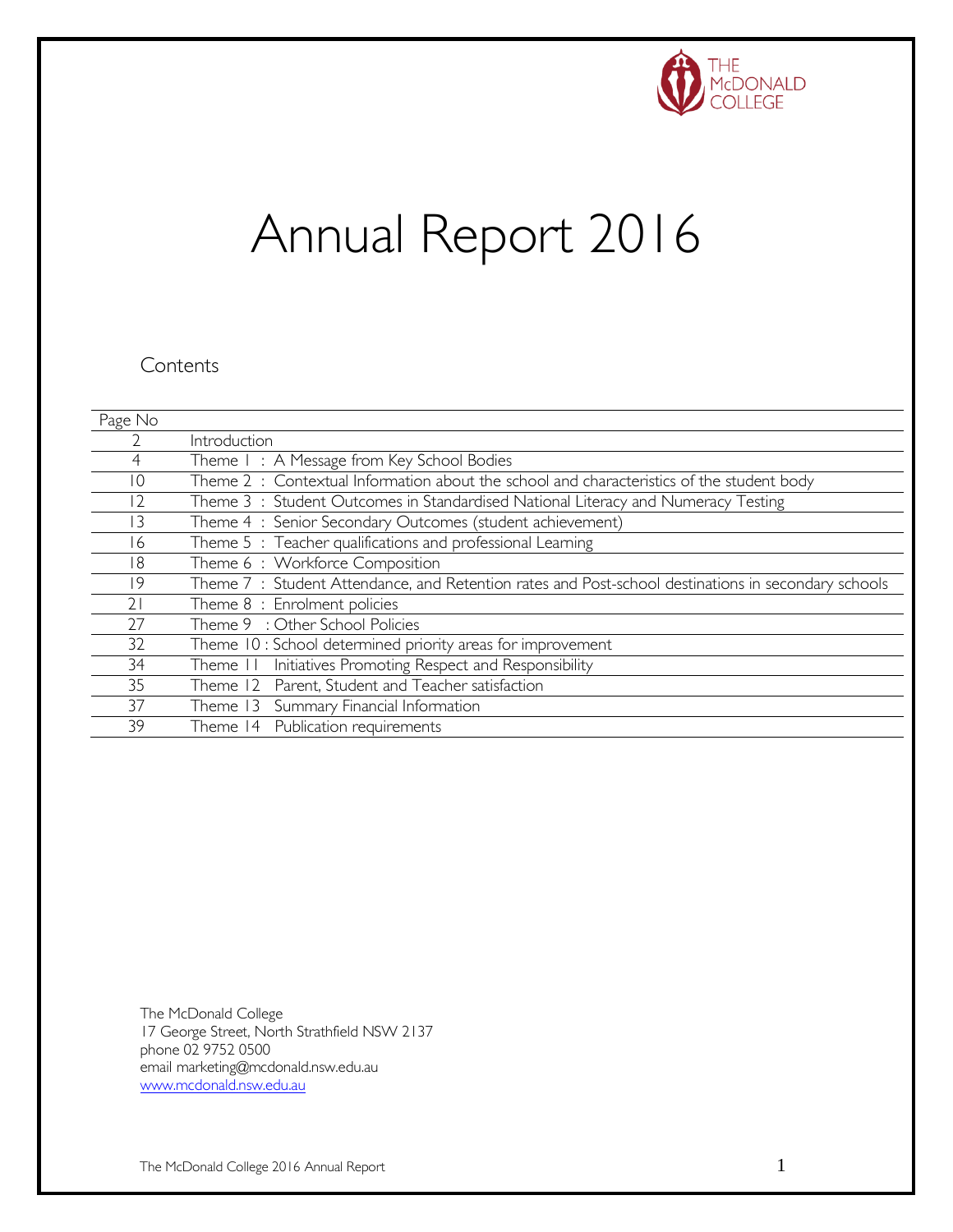THE McDONALD COLLEGE

# Annual Report 2016

## Contents

| Page No | |
|---|---|
| 2 | Introduction |
| 4 | Theme 1 : A Message from Key School Bodies |
| 10 | Theme 2 : Contextual Information about the school and characteristics of the student body |
| 12 | Theme 3 : Student Outcomes in Standardised National Literacy and Numeracy Testing |
| 13 | Theme 4 : Senior Secondary Outcomes (student achievement) |
| 16 | Theme 5 : Teacher qualifications and professional Learning |
| 18 | Theme 6 : Workforce Composition |
| 19 | Theme 7 : Student Attendance, and Retention rates and Post-school destinations in secondary schools |
| 21 | Theme 8 : Enrolment policies |
| 27 | Theme 9 : Other School Policies |
| 32 | Theme 10 : School determined priority areas for improvement |
| 34 | Theme 11 Initiatives Promoting Respect and Responsibility |
| 35 | Theme 12 Parent, Student and Teacher satisfaction |
| 37 | Theme 13 Summary Financial Information |
| 39 | Theme 14 Publication requirements |

The McDonald College
17 George Street, North Strathfield NSW 2137
phone 02 9752 0500
email marketing@mcdonald.nsw.edu.au
www.mcdonald.nsw.edu.au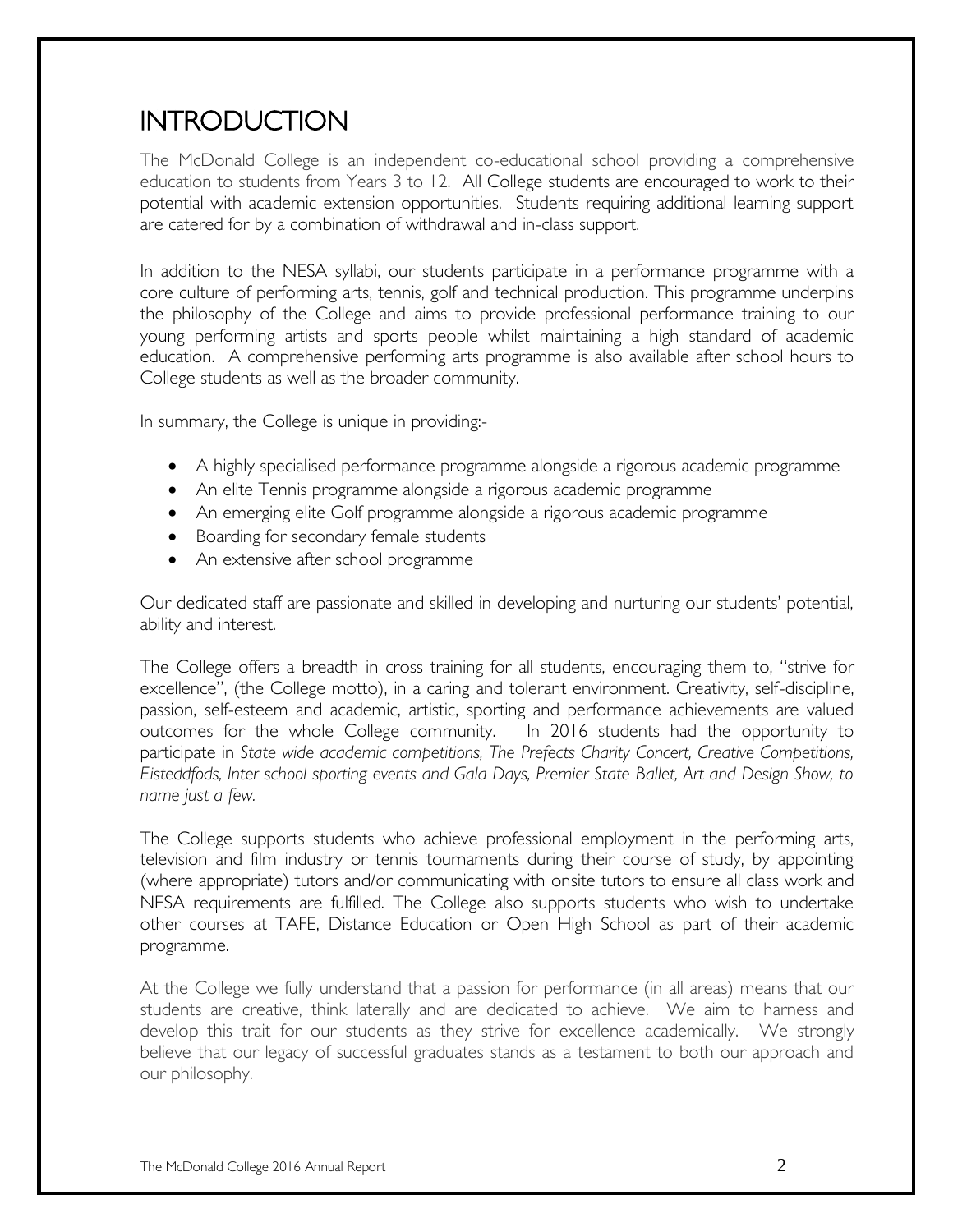# INTRODUCTION

The McDonald College is an independent co-educational school providing a comprehensive education to students from Years 3 to 12. All College students are encouraged to work to their potential with academic extension opportunities. Students requiring additional learning support are catered for by a combination of withdrawal and in-class support.

In addition to the NESA syllabi, our students participate in a performance programme with a core culture of performing arts, tennis, golf and technical production. This programme underpins the philosophy of the College and aims to provide professional performance training to our young performing artists and sports people whilst maintaining a high standard of academic education. A comprehensive performing arts programme is also available after school hours to College students as well as the broader community.

In summary, the College is unique in providing:-

- A highly specialised performance programme alongside a rigorous academic programme
- An elite Tennis programme alongside a rigorous academic programme
- An emerging elite Golf programme alongside a rigorous academic programme
- Boarding for secondary female students
- An extensive after school programme

Our dedicated staff are passionate and skilled in developing and nurturing our students' potential, ability and interest.

The College offers a breadth in cross training for all students, encouraging them to, "strive for excellence", (the College motto), in a caring and tolerant environment. Creativity, self-discipline, passion, self-esteem and academic, artistic, sporting and performance achievements are valued outcomes for the whole College community. In 2016 students had the opportunity to participate in *State wide academic competitions, The Prefects Charity Concert, Creative Competitions, Eisteddfods, Inter school sporting events and Gala Days, Premier State Ballet, Art and Design Show, to name just a few.*

The College supports students who achieve professional employment in the performing arts, television and film industry or tennis tournaments during their course of study, by appointing (where appropriate) tutors and/or communicating with onsite tutors to ensure all class work and NESA requirements are fulfilled. The College also supports students who wish to undertake other courses at TAFE, Distance Education or Open High School as part of their academic programme.

At the College we fully understand that a passion for performance (in all areas) means that our students are creative, think laterally and are dedicated to achieve. We aim to harness and develop this trait for our students as they strive for excellence academically. We strongly believe that our legacy of successful graduates stands as a testament to both our approach and our philosophy.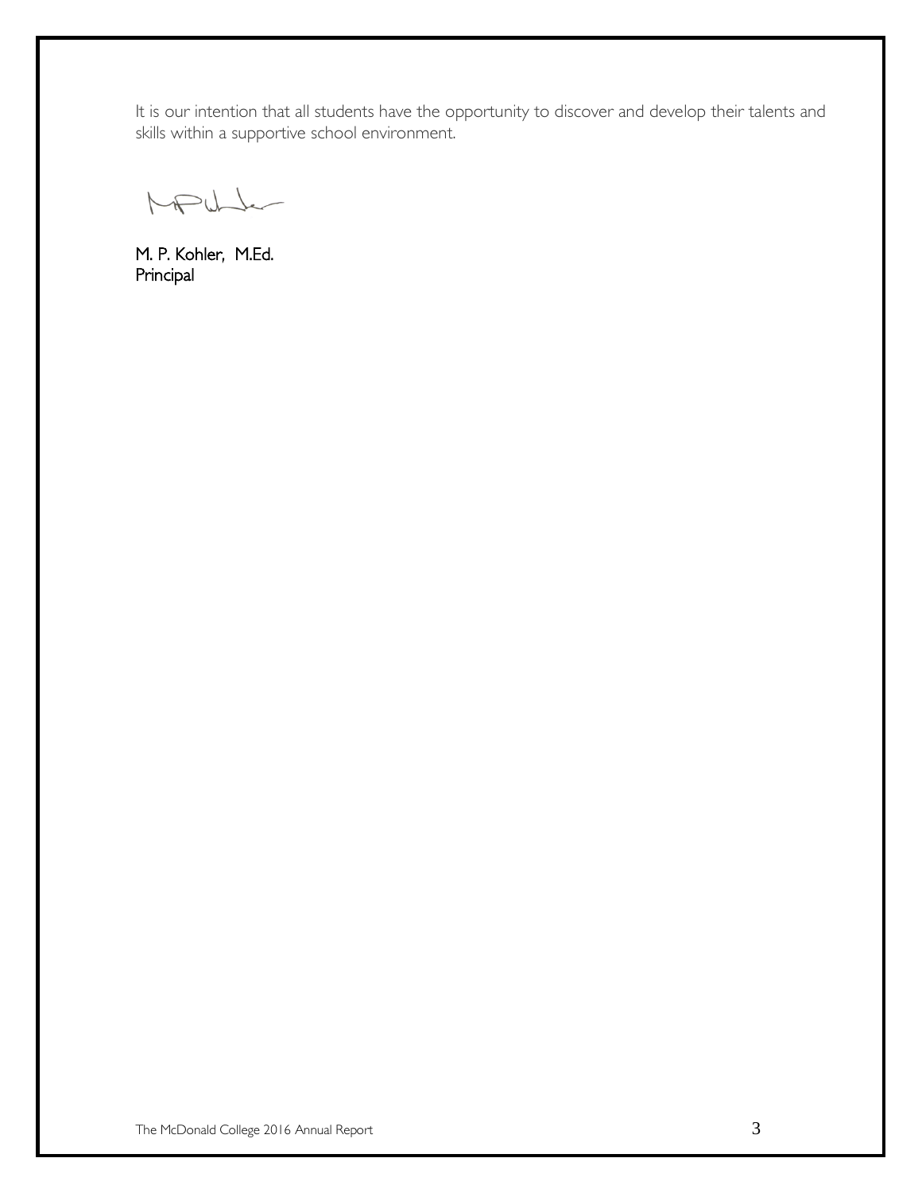It is our intention that all students have the opportunity to discover and develop their talents and skills within a supportive school environment.

M. P. Kohler, M.Ed.
Principal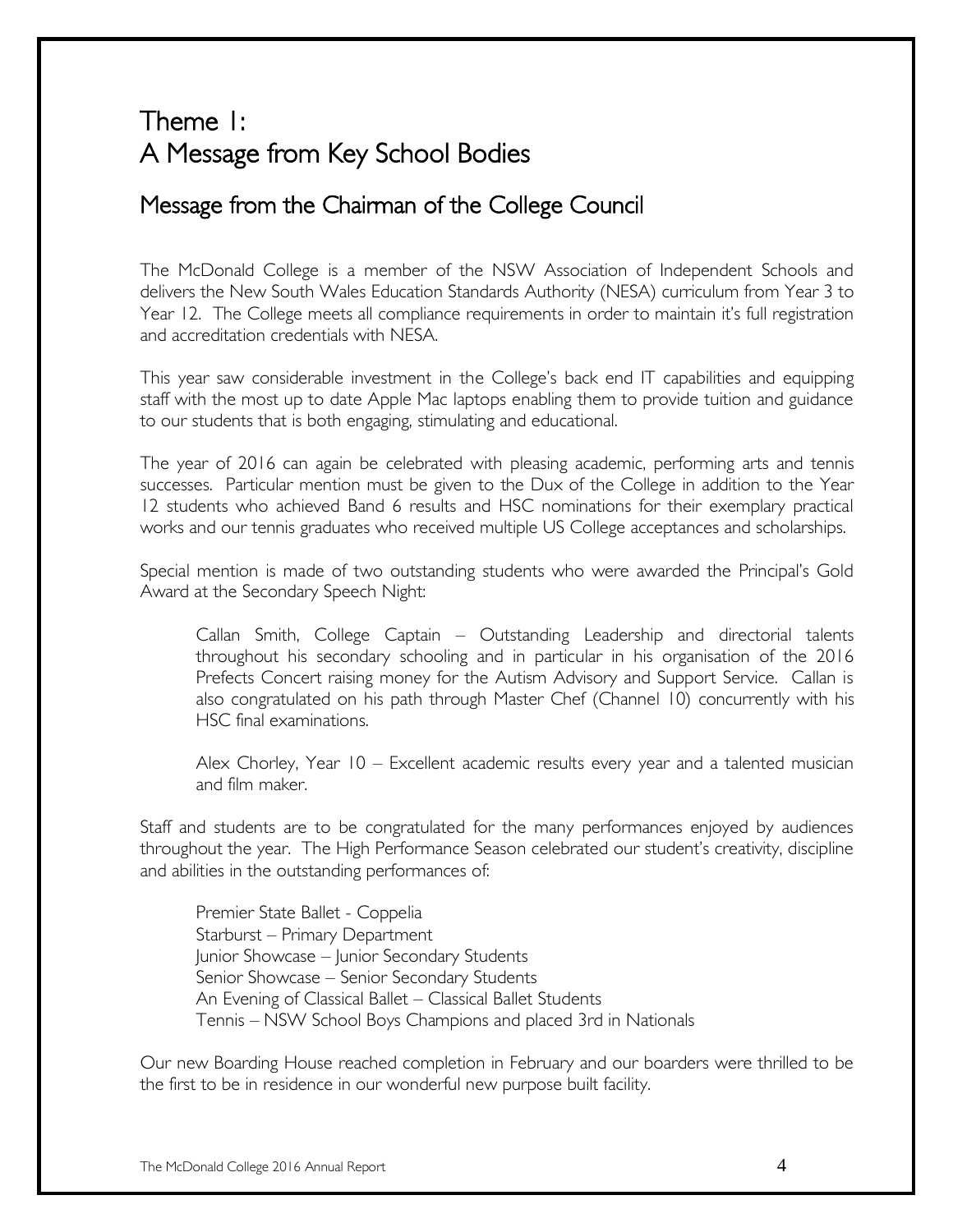# Theme 1: A Message from Key School Bodies

## Message from the Chairman of the College Council

The McDonald College is a member of the NSW Association of Independent Schools and delivers the New South Wales Education Standards Authority (NESA) curriculum from Year 3 to Year 12. The College meets all compliance requirements in order to maintain it's full registration and accreditation credentials with NESA.

This year saw considerable investment in the College's back end IT capabilities and equipping staff with the most up to date Apple Mac laptops enabling them to provide tuition and guidance to our students that is both engaging, stimulating and educational.

The year of 2016 can again be celebrated with pleasing academic, performing arts and tennis successes. Particular mention must be given to the Dux of the College in addition to the Year 12 students who achieved Band 6 results and HSC nominations for their exemplary practical works and our tennis graduates who received multiple US College acceptances and scholarships.

Special mention is made of two outstanding students who were awarded the Principal's Gold Award at the Secondary Speech Night:

> Callan Smith, College Captain – Outstanding Leadership and directorial talents throughout his secondary schooling and in particular in his organisation of the 2016 Prefects Concert raising money for the Autism Advisory and Support Service. Callan is also congratulated on his path through Master Chef (Channel 10) concurrently with his HSC final examinations.
>
> Alex Chorley, Year 10 – Excellent academic results every year and a talented musician and film maker.

Staff and students are to be congratulated for the many performances enjoyed by audiences throughout the year. The High Performance Season celebrated our student's creativity, discipline and abilities in the outstanding performances of:

> Premier State Ballet - Coppelia
> Starburst – Primary Department
> Junior Showcase – Junior Secondary Students
> Senior Showcase – Senior Secondary Students
> An Evening of Classical Ballet – Classical Ballet Students
> Tennis – NSW School Boys Champions and placed 3rd in Nationals

Our new Boarding House reached completion in February and our boarders were thrilled to be the first to be in residence in our wonderful new purpose built facility.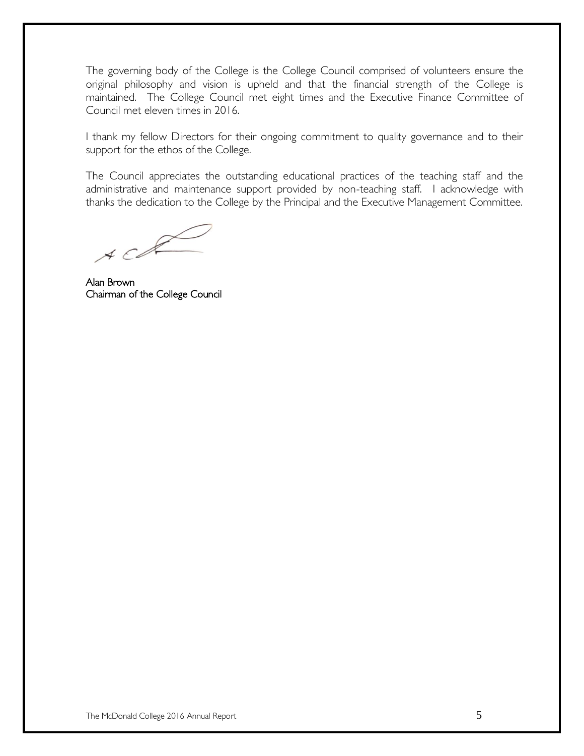The governing body of the College is the College Council comprised of volunteers ensure the original philosophy and vision is upheld and that the financial strength of the College is maintained. The College Council met eight times and the Executive Finance Committee of Council met eleven times in 2016.

I thank my fellow Directors for their ongoing commitment to quality governance and to their support for the ethos of the College.

The Council appreciates the outstanding educational practices of the teaching staff and the administrative and maintenance support provided by non-teaching staff. I acknowledge with thanks the dedication to the College by the Principal and the Executive Management Committee.

**Alan Brown**
**Chairman of the College Council**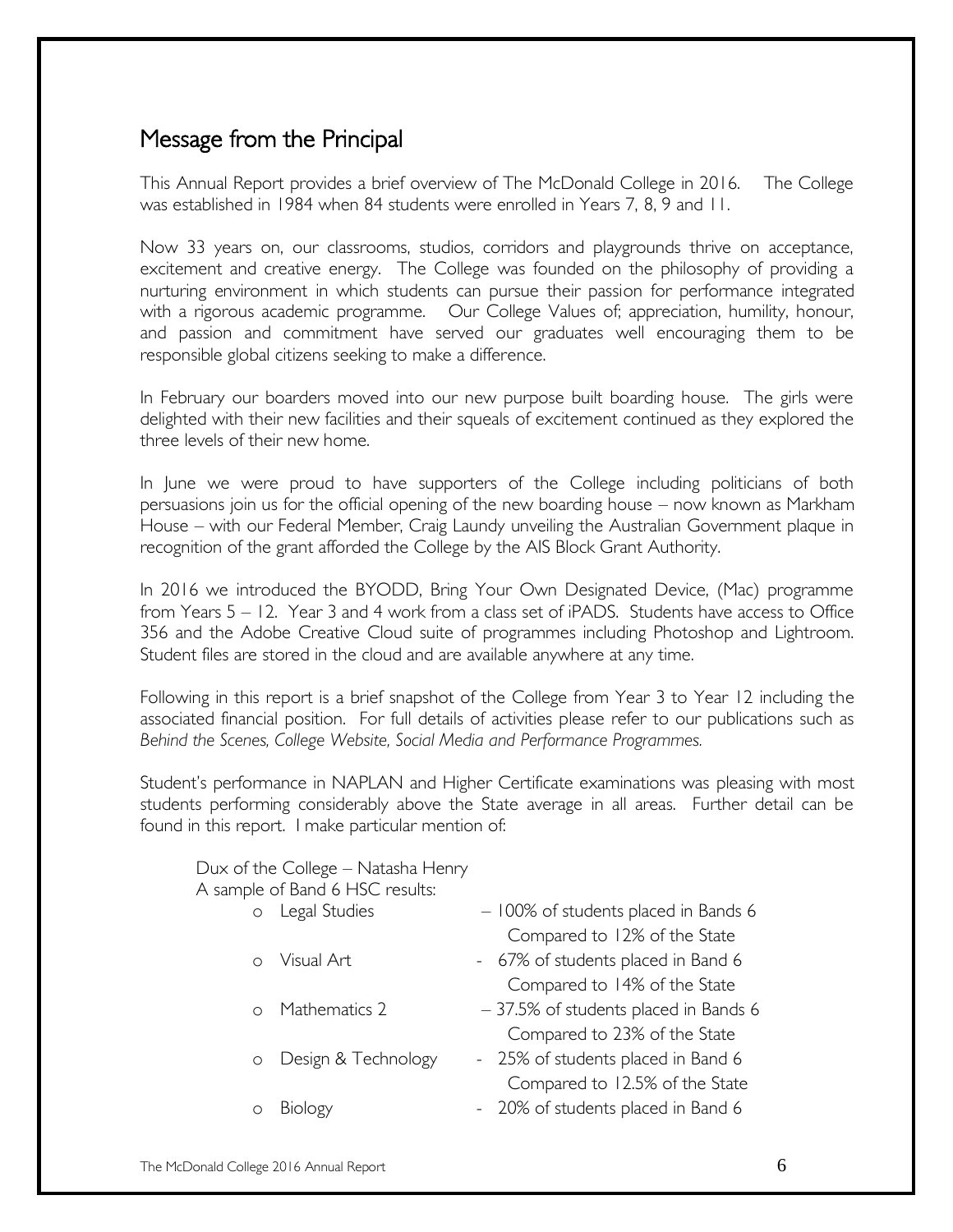## Message from the Principal

This Annual Report provides a brief overview of The McDonald College in 2016. The College was established in 1984 when 84 students were enrolled in Years 7, 8, 9 and 11.

Now 33 years on, our classrooms, studios, corridors and playgrounds thrive on acceptance, excitement and creative energy. The College was founded on the philosophy of providing a nurturing environment in which students can pursue their passion for performance integrated with a rigorous academic programme. Our College Values of; appreciation, humility, honour, and passion and commitment have served our graduates well encouraging them to be responsible global citizens seeking to make a difference.

In February our boarders moved into our new purpose built boarding house. The girls were delighted with their new facilities and their squeals of excitement continued as they explored the three levels of their new home.

In June we were proud to have supporters of the College including politicians of both persuasions join us for the official opening of the new boarding house – now known as Markham House – with our Federal Member, Craig Laundy unveiling the Australian Government plaque in recognition of the grant afforded the College by the AIS Block Grant Authority.

In 2016 we introduced the BYODD, Bring Your Own Designated Device, (Mac) programme from Years 5 – 12. Year 3 and 4 work from a class set of iPADS. Students have access to Office 356 and the Adobe Creative Cloud suite of programmes including Photoshop and Lightroom. Student files are stored in the cloud and are available anywhere at any time.

Following in this report is a brief snapshot of the College from Year 3 to Year 12 including the associated financial position. For full details of activities please refer to our publications such as *Behind the Scenes, College Website, Social Media and Performance Programmes.*

Student's performance in NAPLAN and Higher Certificate examinations was pleasing with most students performing considerably above the State average in all areas. Further detail can be found in this report. I make particular mention of:

Dux of the College – Natasha Henry

A sample of Band 6 HSC results:

- Legal Studies – 100% of students placed in Bands 6
  Compared to 12% of the State
- Visual Art - 67% of students placed in Band 6
  Compared to 14% of the State
- Mathematics 2 – 37.5% of students placed in Bands 6
  Compared to 23% of the State
- Design & Technology - 25% of students placed in Band 6
  Compared to 12.5% of the State
- Biology - 20% of students placed in Band 6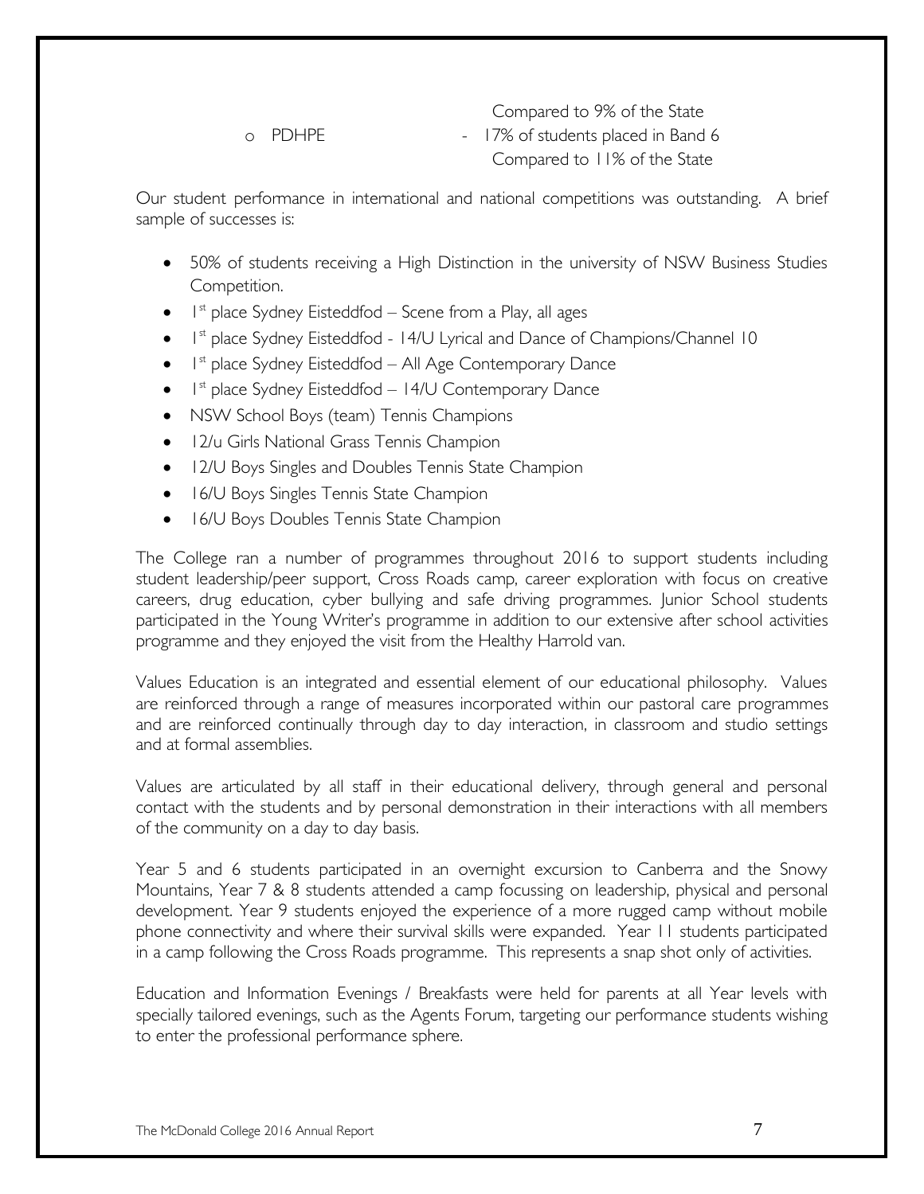Compared to 9% of the State

- PDHPE - 17% of students placed in Band 6
  Compared to 11% of the State

Our student performance in international and national competitions was outstanding. A brief sample of successes is:

- 50% of students receiving a High Distinction in the university of NSW Business Studies Competition.
- 1st place Sydney Eisteddfod – Scene from a Play, all ages
- 1st place Sydney Eisteddfod - 14/U Lyrical and Dance of Champions/Channel 10
- 1st place Sydney Eisteddfod – All Age Contemporary Dance
- 1st place Sydney Eisteddfod – 14/U Contemporary Dance
- NSW School Boys (team) Tennis Champions
- 12/u Girls National Grass Tennis Champion
- 12/U Boys Singles and Doubles Tennis State Champion
- 16/U Boys Singles Tennis State Champion
- 16/U Boys Doubles Tennis State Champion

The College ran a number of programmes throughout 2016 to support students including student leadership/peer support, Cross Roads camp, career exploration with focus on creative careers, drug education, cyber bullying and safe driving programmes. Junior School students participated in the Young Writer's programme in addition to our extensive after school activities programme and they enjoyed the visit from the Healthy Harrold van.

Values Education is an integrated and essential element of our educational philosophy. Values are reinforced through a range of measures incorporated within our pastoral care programmes and are reinforced continually through day to day interaction, in classroom and studio settings and at formal assemblies.

Values are articulated by all staff in their educational delivery, through general and personal contact with the students and by personal demonstration in their interactions with all members of the community on a day to day basis.

Year 5 and 6 students participated in an overnight excursion to Canberra and the Snowy Mountains, Year 7 & 8 students attended a camp focussing on leadership, physical and personal development. Year 9 students enjoyed the experience of a more rugged camp without mobile phone connectivity and where their survival skills were expanded. Year 11 students participated in a camp following the Cross Roads programme. This represents a snap shot only of activities.

Education and Information Evenings / Breakfasts were held for parents at all Year levels with specially tailored evenings, such as the Agents Forum, targeting our performance students wishing to enter the professional performance sphere.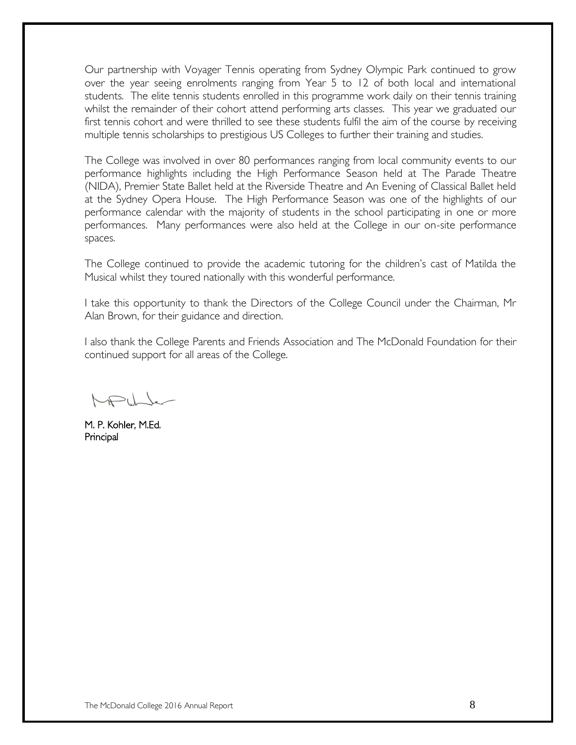Our partnership with Voyager Tennis operating from Sydney Olympic Park continued to grow over the year seeing enrolments ranging from Year 5 to 12 of both local and international students. The elite tennis students enrolled in this programme work daily on their tennis training whilst the remainder of their cohort attend performing arts classes. This year we graduated our first tennis cohort and were thrilled to see these students fulfil the aim of the course by receiving multiple tennis scholarships to prestigious US Colleges to further their training and studies.

The College was involved in over 80 performances ranging from local community events to our performance highlights including the High Performance Season held at The Parade Theatre (NIDA), Premier State Ballet held at the Riverside Theatre and An Evening of Classical Ballet held at the Sydney Opera House. The High Performance Season was one of the highlights of our performance calendar with the majority of students in the school participating in one or more performances. Many performances were also held at the College in our on-site performance spaces.

The College continued to provide the academic tutoring for the children's cast of Matilda the Musical whilst they toured nationally with this wonderful performance.

I take this opportunity to thank the Directors of the College Council under the Chairman, Mr Alan Brown, for their guidance and direction.

I also thank the College Parents and Friends Association and The McDonald Foundation for their continued support for all areas of the College.

M. P. Kohler, M.Ed.
Principal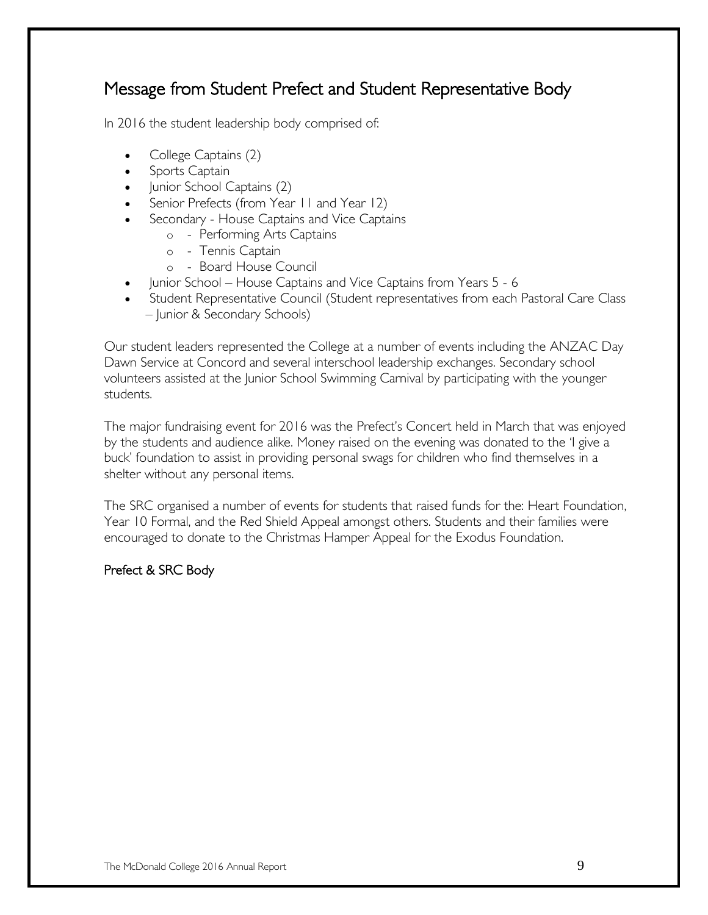## Message from Student Prefect and Student Representative Body

In 2016 the student leadership body comprised of:

- College Captains (2)
- Sports Captain
- Junior School Captains (2)
- Senior Prefects (from Year 11 and Year 12)
- Secondary - House Captains and Vice Captains
    - - Performing Arts Captains
    - - Tennis Captain
    - - Board House Council
- Junior School – House Captains and Vice Captains from Years 5 - 6
- Student Representative Council (Student representatives from each Pastoral Care Class – Junior & Secondary Schools)

Our student leaders represented the College at a number of events including the ANZAC Day Dawn Service at Concord and several interschool leadership exchanges. Secondary school volunteers assisted at the Junior School Swimming Carnival by participating with the younger students.

The major fundraising event for 2016 was the Prefect's Concert held in March that was enjoyed by the students and audience alike. Money raised on the evening was donated to the 'I give a buck' foundation to assist in providing personal swags for children who find themselves in a shelter without any personal items.

The SRC organised a number of events for students that raised funds for the: Heart Foundation, Year 10 Formal, and the Red Shield Appeal amongst others. Students and their families were encouraged to donate to the Christmas Hamper Appeal for the Exodus Foundation.

Prefect & SRC Body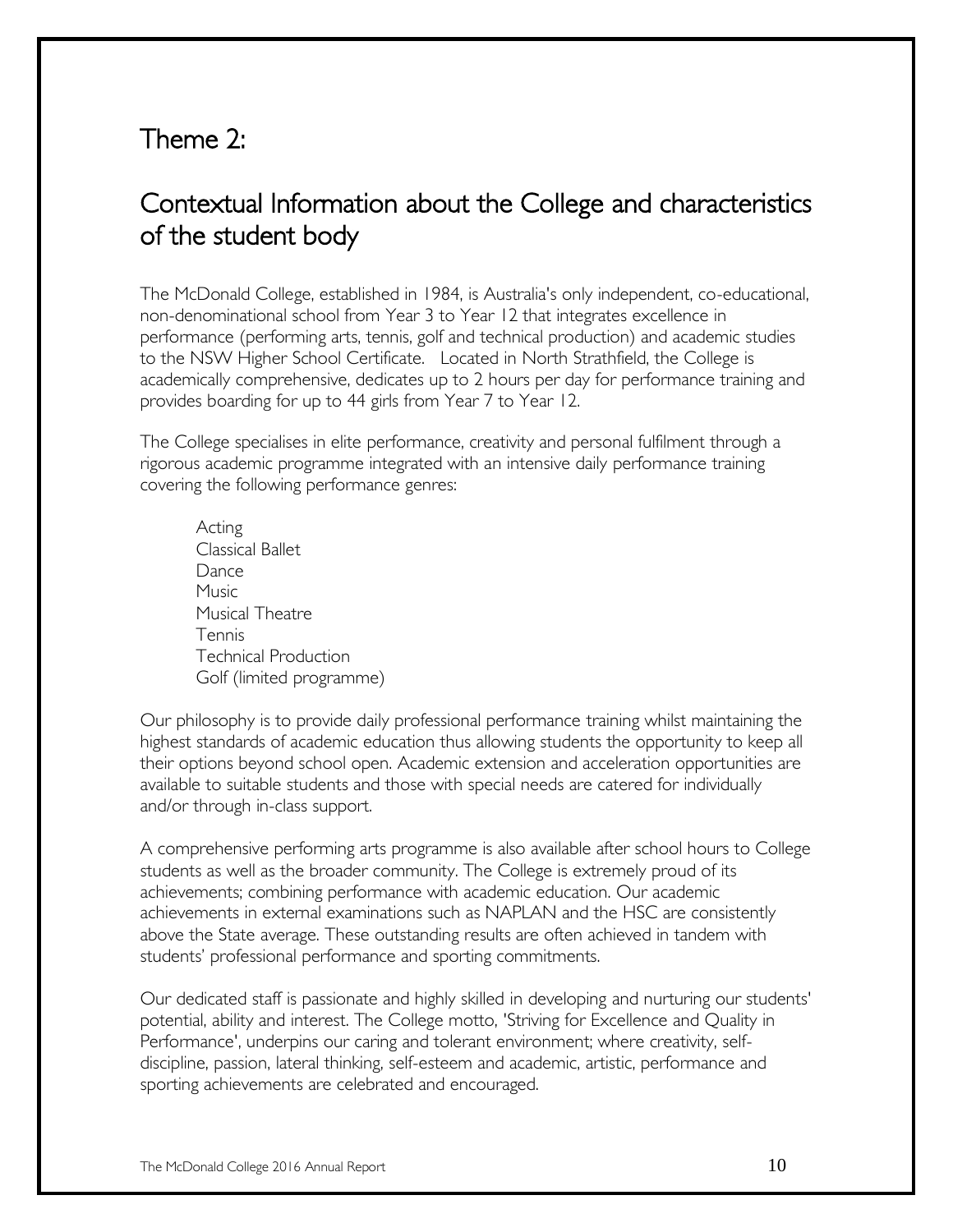# Theme 2:

## Contextual Information about the College and characteristics of the student body

The McDonald College, established in 1984, is Australia's only independent, co-educational, non-denominational school from Year 3 to Year 12 that integrates excellence in performance (performing arts, tennis, golf and technical production) and academic studies to the NSW Higher School Certificate. Located in North Strathfield, the College is academically comprehensive, dedicates up to 2 hours per day for performance training and provides boarding for up to 44 girls from Year 7 to Year 12.

The College specialises in elite performance, creativity and personal fulfilment through a rigorous academic programme integrated with an intensive daily performance training covering the following performance genres:

- Acting
- Classical Ballet
- Dance
- Music
- Musical Theatre
- Tennis
- Technical Production
- Golf (limited programme)

Our philosophy is to provide daily professional performance training whilst maintaining the highest standards of academic education thus allowing students the opportunity to keep all their options beyond school open. Academic extension and acceleration opportunities are available to suitable students and those with special needs are catered for individually and/or through in-class support.

A comprehensive performing arts programme is also available after school hours to College students as well as the broader community. The College is extremely proud of its achievements; combining performance with academic education. Our academic achievements in external examinations such as NAPLAN and the HSC are consistently above the State average. These outstanding results are often achieved in tandem with students' professional performance and sporting commitments.

Our dedicated staff is passionate and highly skilled in developing and nurturing our students' potential, ability and interest. The College motto, 'Striving for Excellence and Quality in Performance', underpins our caring and tolerant environment; where creativity, self-discipline, passion, lateral thinking, self-esteem and academic, artistic, performance and sporting achievements are celebrated and encouraged.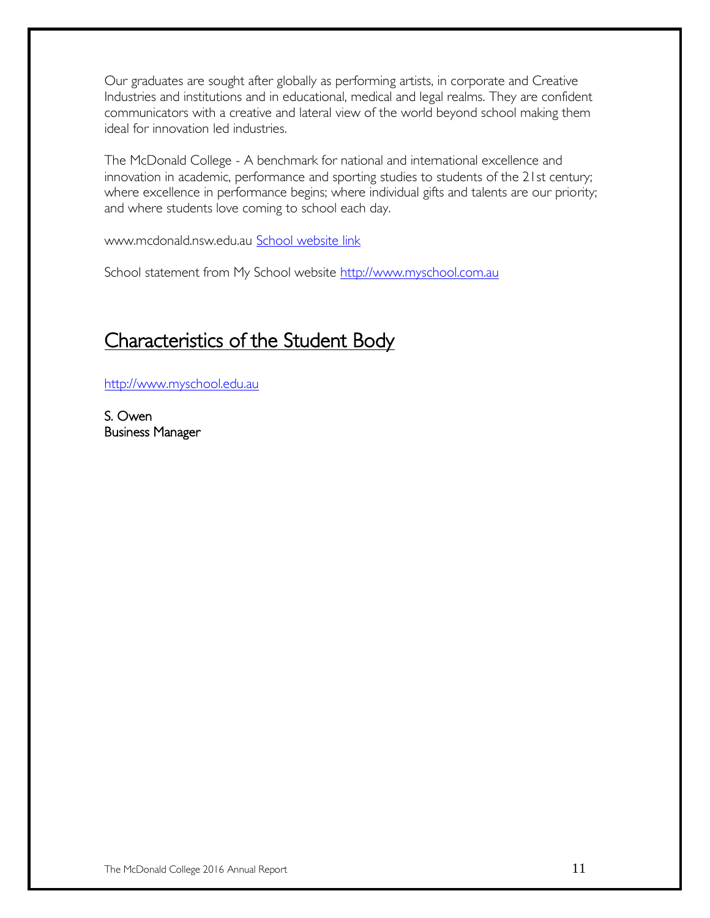Our graduates are sought after globally as performing artists, in corporate and Creative Industries and institutions and in educational, medical and legal realms. They are confident communicators with a creative and lateral view of the world beyond school making them ideal for innovation led industries.

The McDonald College - A benchmark for national and international excellence and innovation in academic, performance and sporting studies to students of the 21st century; where excellence in performance begins; where individual gifts and talents are our priority; and where students love coming to school each day.

www.mcdonald.nsw.edu.au School website link

School statement from My School website http://www.myschool.com.au

## Characteristics of the Student Body

http://www.myschool.edu.au

S. Owen
Business Manager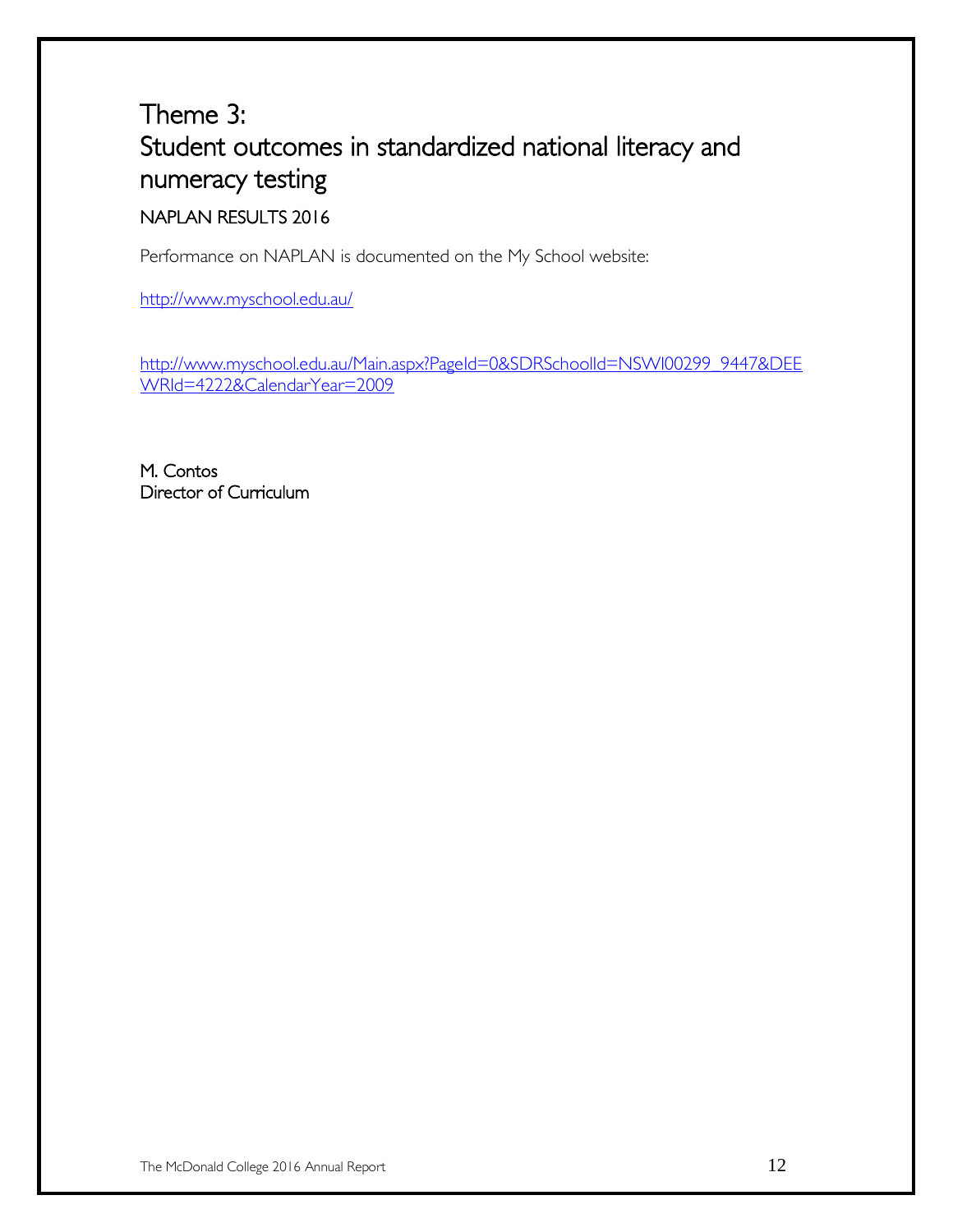# Theme 3:
# Student outcomes in standardized national literacy and numeracy testing

## NAPLAN RESULTS 2016

Performance on NAPLAN is documented on the My School website:

http://www.myschool.edu.au/

http://www.myschool.edu.au/Main.aspx?PageId=0&SDRSchoolId=NSWI00299_9447&DEEWRId=4222&CalendarYear=2009

M. Contos
Director of Curriculum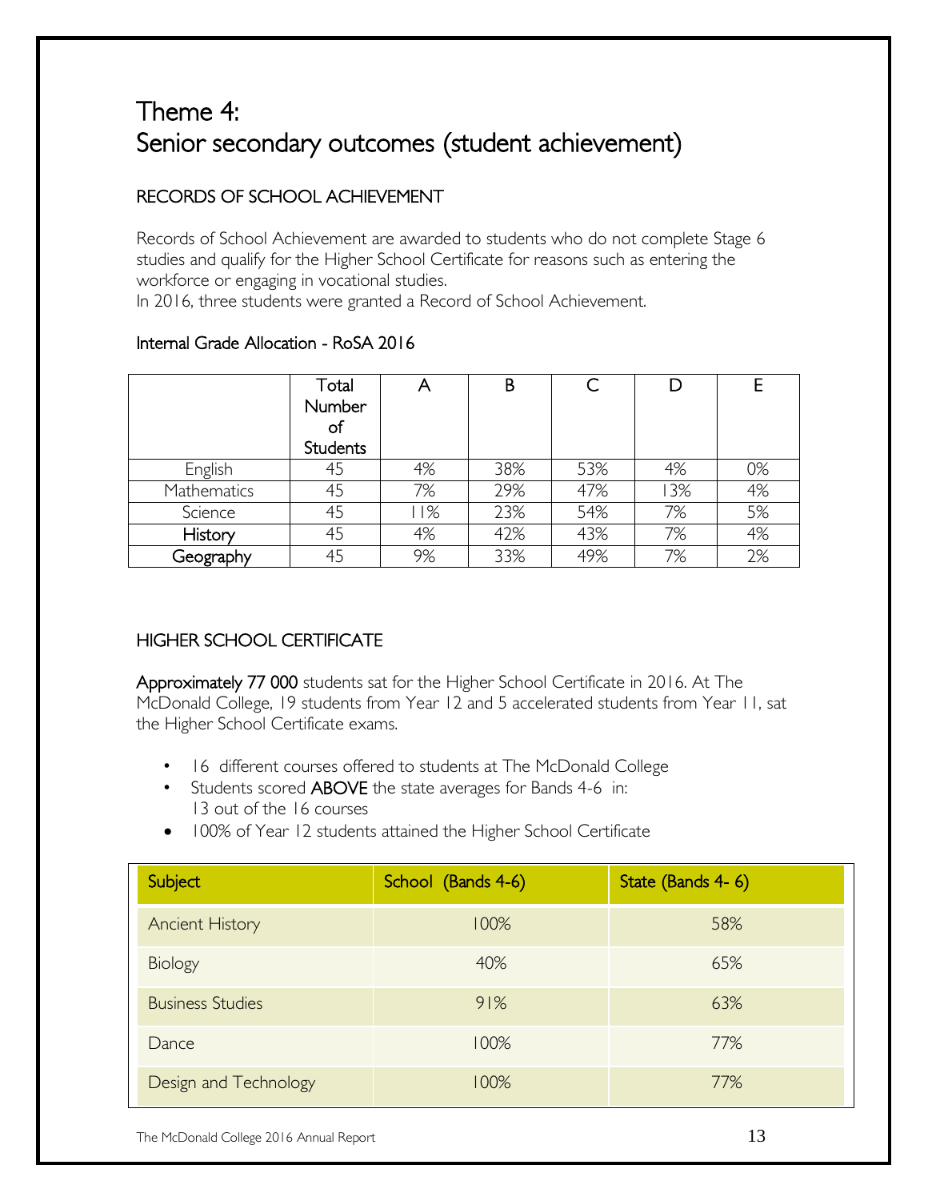# Theme 4:
# Senior secondary outcomes (student achievement)

## RECORDS OF SCHOOL ACHIEVEMENT

Records of School Achievement are awarded to students who do not complete Stage 6 studies and qualify for the Higher School Certificate for reasons such as entering the workforce or engaging in vocational studies.
In 2016, three students were granted a Record of School Achievement.

### Internal Grade Allocation - RoSA 2016

| | Total Number of Students | A | B | C | D | E |
|---|---|---|---|---|---|---|
| English | 45 | 4% | 38% | 53% | 4% | 0% |
| Mathematics | 45 | 7% | 29% | 47% | 13% | 4% |
| Science | 45 | 11% | 23% | 54% | 7% | 5% |
| History | 45 | 4% | 42% | 43% | 7% | 4% |
| Geography | 45 | 9% | 33% | 49% | 7% | 2% |

## HIGHER SCHOOL CERTIFICATE

**Approximately 77 000** students sat for the Higher School Certificate in 2016. At The McDonald College, 19 students from Year 12 and 5 accelerated students from Year 11, sat the Higher School Certificate exams.

- 16 different courses offered to students at The McDonald College
- Students scored **ABOVE** the state averages for Bands 4-6 in: 13 out of the 16 courses
- 100% of Year 12 students attained the Higher School Certificate

| Subject | School (Bands 4-6) | State (Bands 4- 6) |
|---|---|---|
| Ancient History | 100% | 58% |
| Biology | 40% | 65% |
| Business Studies | 91% | 63% |
| Dance | 100% | 77% |
| Design and Technology | 100% | 77% |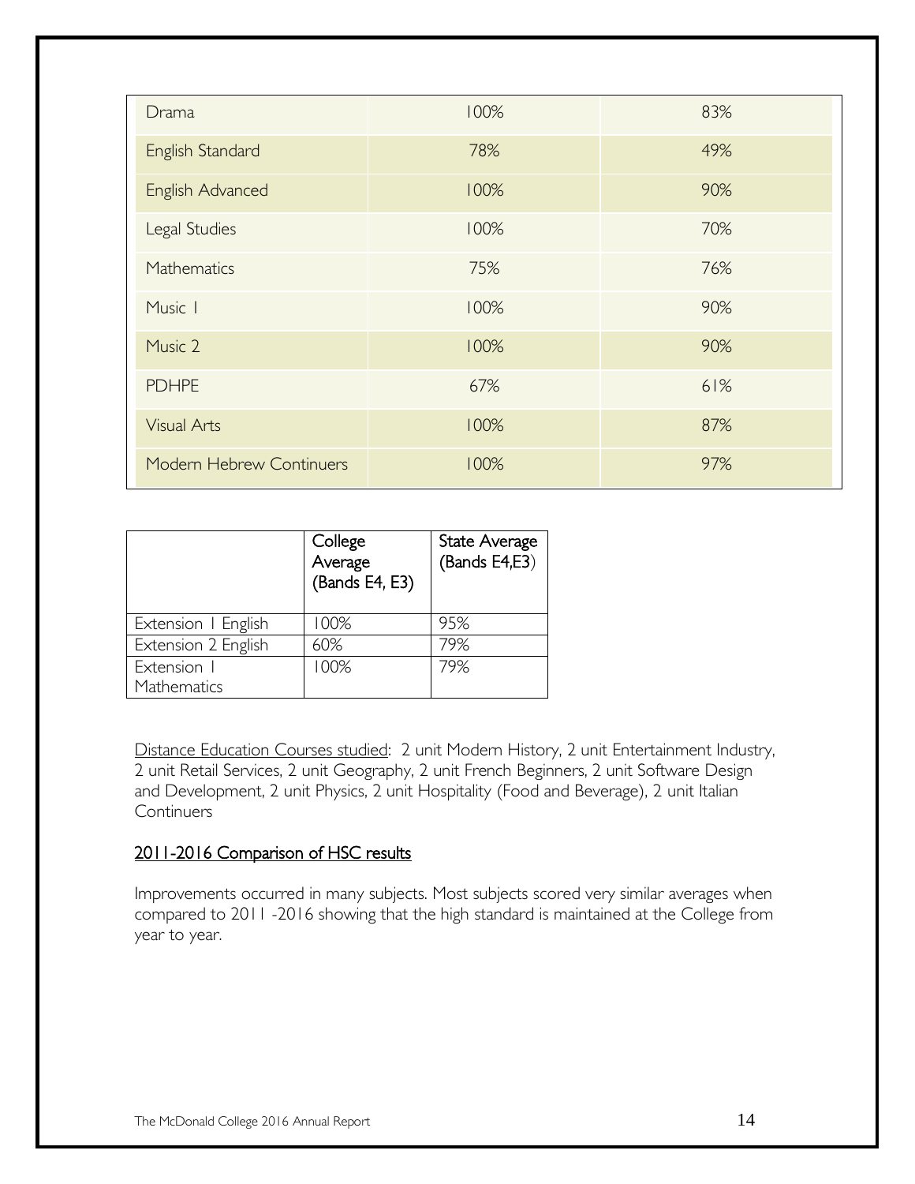| | | |
|---|---|---|
| Drama | 100% | 83% |
| English Standard | 78% | 49% |
| English Advanced | 100% | 90% |
| Legal Studies | 100% | 70% |
| Mathematics | 75% | 76% |
| Music 1 | 100% | 90% |
| Music 2 | 100% | 90% |
| PDHPE | 67% | 61% |
| Visual Arts | 100% | 87% |
| Modern Hebrew Continuers | 100% | 97% |

| | College Average (Bands E4, E3) | State Average (Bands E4,E3) |
|---|---|---|
| Extension 1 English | 100% | 95% |
| Extension 2 English | 60% | 79% |
| Extension 1 Mathematics | 100% | 79% |

Distance Education Courses studied: 2 unit Modern History, 2 unit Entertainment Industry, 2 unit Retail Services, 2 unit Geography, 2 unit French Beginners, 2 unit Software Design and Development, 2 unit Physics, 2 unit Hospitality (Food and Beverage), 2 unit Italian Continuers

## 2011-2016 Comparison of HSC results

Improvements occurred in many subjects. Most subjects scored very similar averages when compared to 2011 -2016 showing that the high standard is maintained at the College from year to year.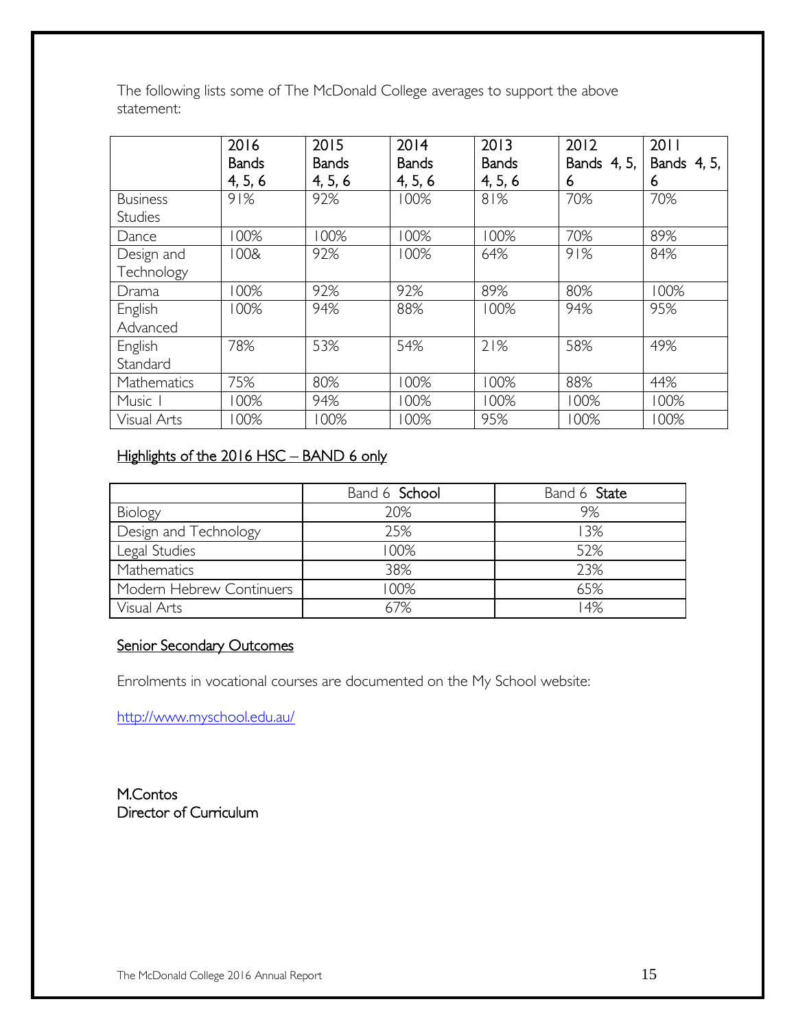The following lists some of The McDonald College averages to support the above statement:

| | 2016 Bands 4, 5, 6 | 2015 Bands 4, 5, 6 | 2014 Bands 4, 5, 6 | 2013 Bands 4, 5, 6 | 2012 Bands 4, 5, 6 | 2011 Bands 4, 5, 6 |
|---|---|---|---|---|---|---|
| Business Studies | 91% | 92% | 100% | 81% | 70% | 70% |
| Dance | 100% | 100% | 100% | 100% | 70% | 89% |
| Design and Technology | 100& | 92% | 100% | 64% | 91% | 84% |
| Drama | 100% | 92% | 92% | 89% | 80% | 100% |
| English Advanced | 100% | 94% | 88% | 100% | 94% | 95% |
| English Standard | 78% | 53% | 54% | 21% | 58% | 49% |
| Mathematics | 75% | 80% | 100% | 100% | 88% | 44% |
| Music 1 | 100% | 94% | 100% | 100% | 100% | 100% |
| Visual Arts | 100% | 100% | 100% | 95% | 100% | 100% |

## Highlights of the 2016 HSC – BAND 6 only

| | Band 6 **School** | Band 6 **State** |
|---|---|---|
| Biology | 20% | 9% |
| Design and Technology | 25% | 13% |
| Legal Studies | 100% | 52% |
| Mathematics | 38% | 23% |
| Modern Hebrew Continuers | 100% | 65% |
| Visual Arts | 67% | 14% |

## Senior Secondary Outcomes

Enrolments in vocational courses are documented on the My School website:

http://www.myschool.edu.au/

M.Contos
Director of Curriculum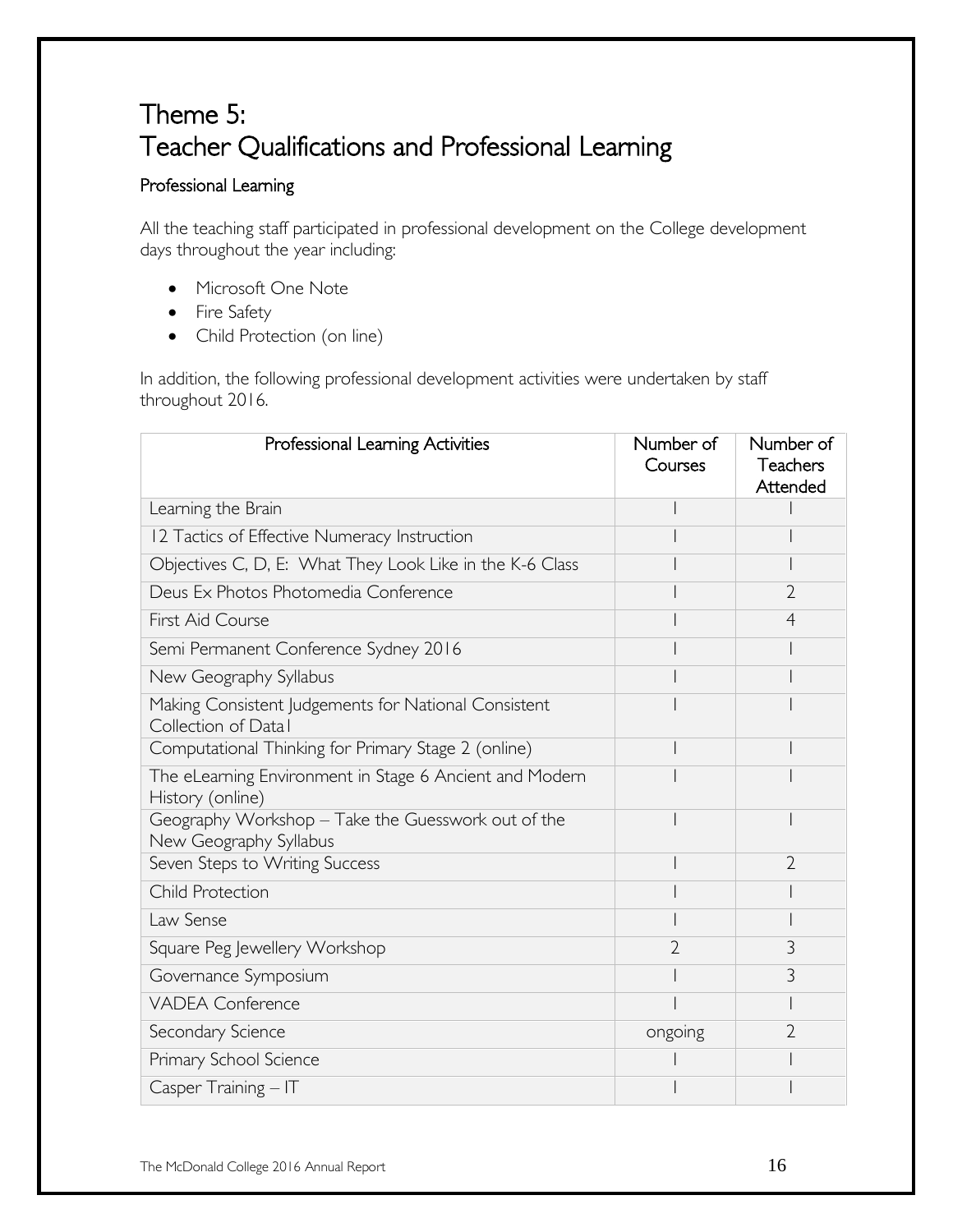# Theme 5:
# Teacher Qualifications and Professional Learning

## Professional Learning

All the teaching staff participated in professional development on the College development days throughout the year including:

- Microsoft One Note
- Fire Safety
- Child Protection (on line)

In addition, the following professional development activities were undertaken by staff throughout 2016.

| Professional Learning Activities | Number of Courses | Number of Teachers Attended |
|---|---|---|
| Learning the Brain | 1 | 1 |
| 12 Tactics of Effective Numeracy Instruction | 1 | 1 |
| Objectives C, D, E: What They Look Like in the K-6 Class | 1 | 1 |
| Deus Ex Photos Photomedia Conference | 1 | 2 |
| First Aid Course | 1 | 4 |
| Semi Permanent Conference Sydney 2016 | 1 | 1 |
| New Geography Syllabus | 1 | 1 |
| Making Consistent Judgements for National Consistent Collection of Data1 | 1 | 1 |
| Computational Thinking for Primary Stage 2 (online) | 1 | 1 |
| The eLearning Environment in Stage 6 Ancient and Modern History (online) | 1 | 1 |
| Geography Workshop – Take the Guesswork out of the New Geography Syllabus | 1 | 1 |
| Seven Steps to Writing Success | 1 | 2 |
| Child Protection | 1 | 1 |
| Law Sense | 1 | 1 |
| Square Peg Jewellery Workshop | 2 | 3 |
| Governance Symposium | 1 | 3 |
| VADEA Conference | 1 | 1 |
| Secondary Science | ongoing | 2 |
| Primary School Science | 1 | 1 |
| Casper Training – IT | 1 | 1 |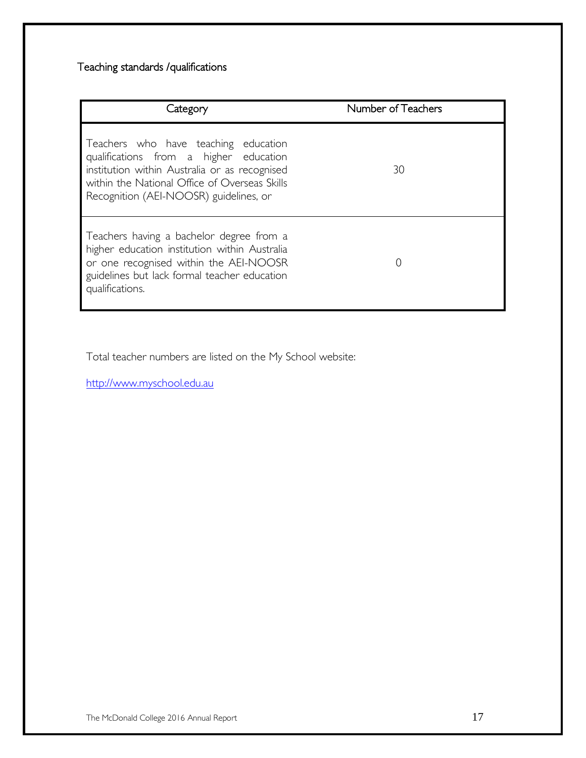## Teaching standards /qualifications

| Category | Number of Teachers |
|---|---|
| Teachers who have teaching education qualifications from a higher education institution within Australia or as recognised within the National Office of Overseas Skills Recognition (AEI-NOOSR) guidelines, or | 30 |
| Teachers having a bachelor degree from a higher education institution within Australia or one recognised within the AEI-NOOSR guidelines but lack formal teacher education qualifications. | 0 |

Total teacher numbers are listed on the My School website:

[http://www.myschool.edu.au](http://www.myschool.edu.au)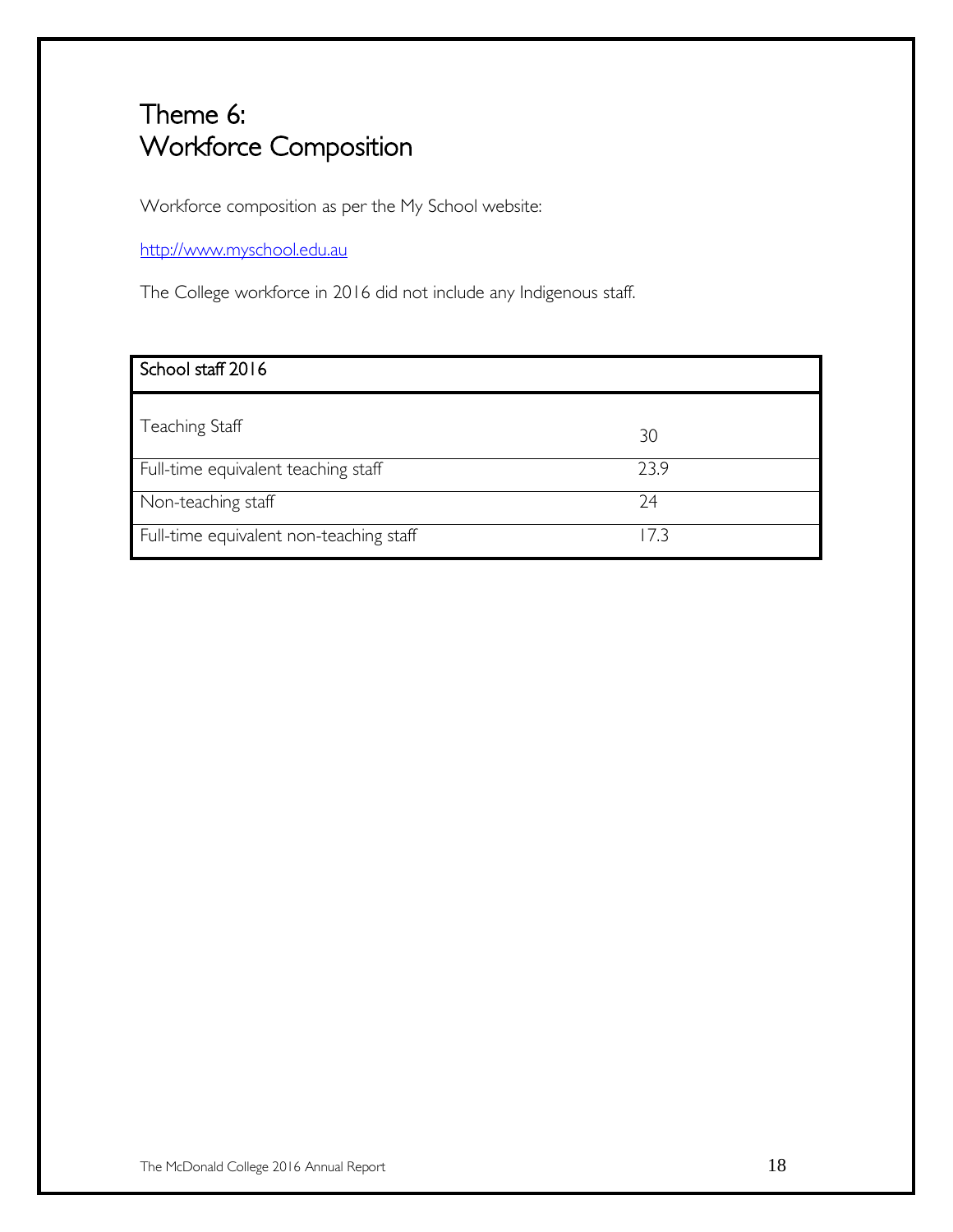# Theme 6:
# Workforce Composition

Workforce composition as per the My School website:

http://www.myschool.edu.au

The College workforce in 2016 did not include any Indigenous staff.

| School staff 2016 | |
|---|---|
| Teaching Staff | 30 |
| Full-time equivalent teaching staff | 23.9 |
| Non-teaching staff | 24 |
| Full-time equivalent non-teaching staff | 17.3 |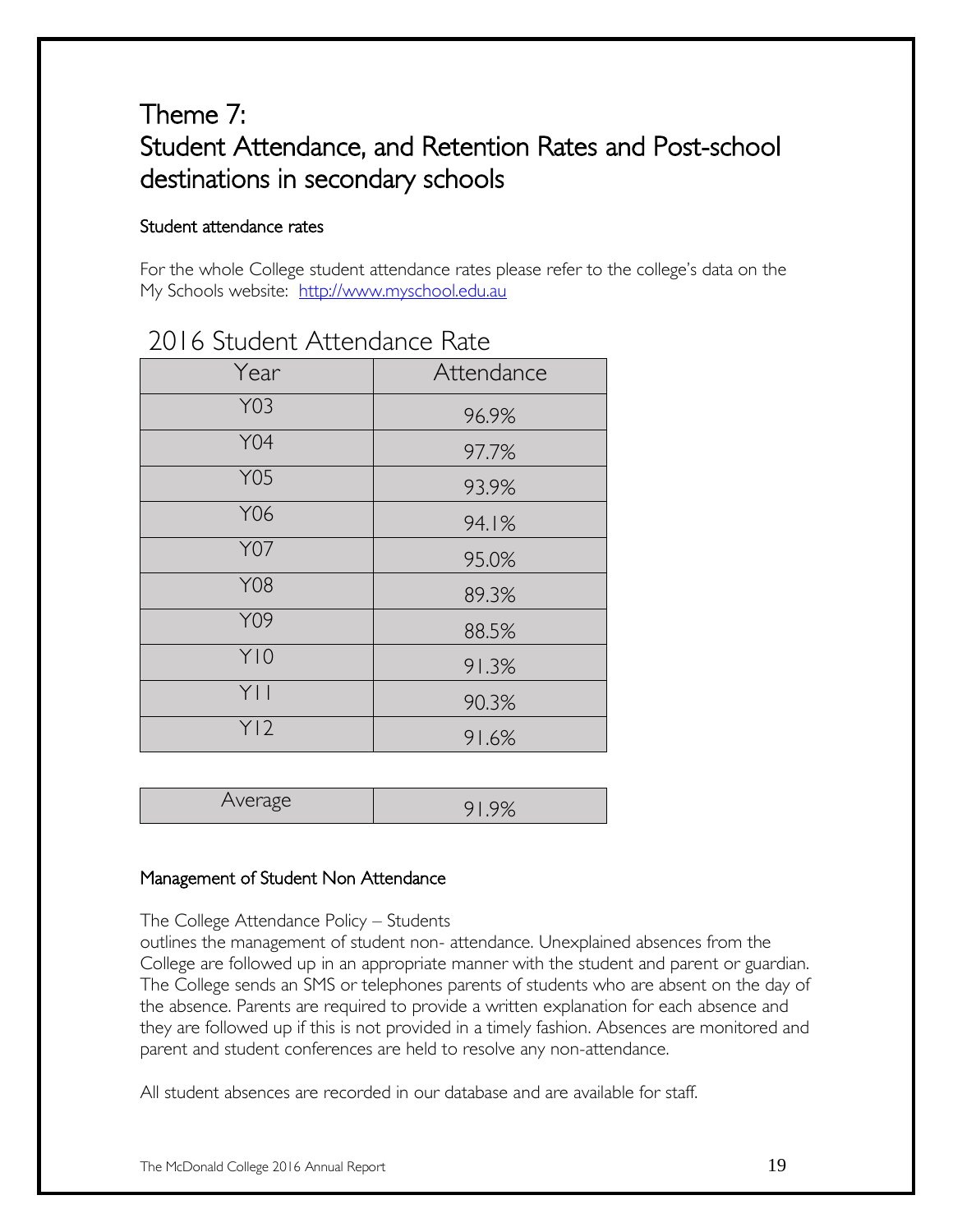# Theme 7:
# Student Attendance, and Retention Rates and Post-school destinations in secondary schools

### Student attendance rates

For the whole College student attendance rates please refer to the college's data on the My Schools website: http://www.myschool.edu.au

## 2016 Student Attendance Rate

| Year | Attendance |
|---|---|
| Y03 | 96.9% |
| Y04 | 97.7% |
| Y05 | 93.9% |
| Y06 | 94.1% |
| Y07 | 95.0% |
| Y08 | 89.3% |
| Y09 | 88.5% |
| Y10 | 91.3% |
| Y11 | 90.3% |
| Y12 | 91.6% |
| Average | 91.9% |

### Management of Student Non Attendance

The College Attendance Policy – Students
outlines the management of student non- attendance. Unexplained absences from the College are followed up in an appropriate manner with the student and parent or guardian. The College sends an SMS or telephones parents of students who are absent on the day of the absence. Parents are required to provide a written explanation for each absence and they are followed up if this is not provided in a timely fashion. Absences are monitored and parent and student conferences are held to resolve any non-attendance.

All student absences are recorded in our database and are available for staff.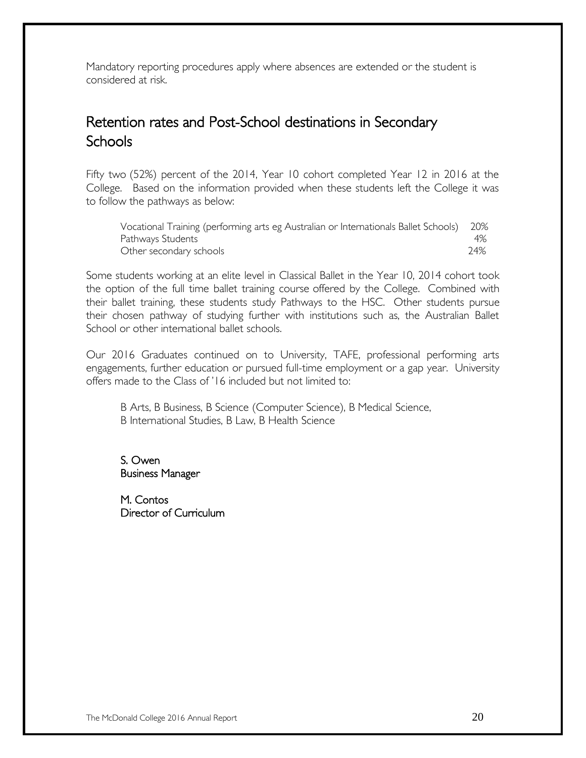Mandatory reporting procedures apply where absences are extended or the student is considered at risk.

## Retention rates and Post-School destinations in Secondary Schools

Fifty two (52%) percent of the 2014, Year 10 cohort completed Year 12 in 2016 at the College. Based on the information provided when these students left the College it was to follow the pathways as below:

| | |
|---|---|
| Vocational Training (performing arts eg Australian or Internationals Ballet Schools) | 20% |
| Pathways Students | 4% |
| Other secondary schools | 24% |

Some students working at an elite level in Classical Ballet in the Year 10, 2014 cohort took the option of the full time ballet training course offered by the College. Combined with their ballet training, these students study Pathways to the HSC. Other students pursue their chosen pathway of studying further with institutions such as, the Australian Ballet School or other international ballet schools.

Our 2016 Graduates continued on to University, TAFE, professional performing arts engagements, further education or pursued full-time employment or a gap year. University offers made to the Class of '16 included but not limited to:

B Arts, B Business, B Science (Computer Science), B Medical Science,
B International Studies, B Law, B Health Science

S. Owen
Business Manager

M. Contos
Director of Curriculum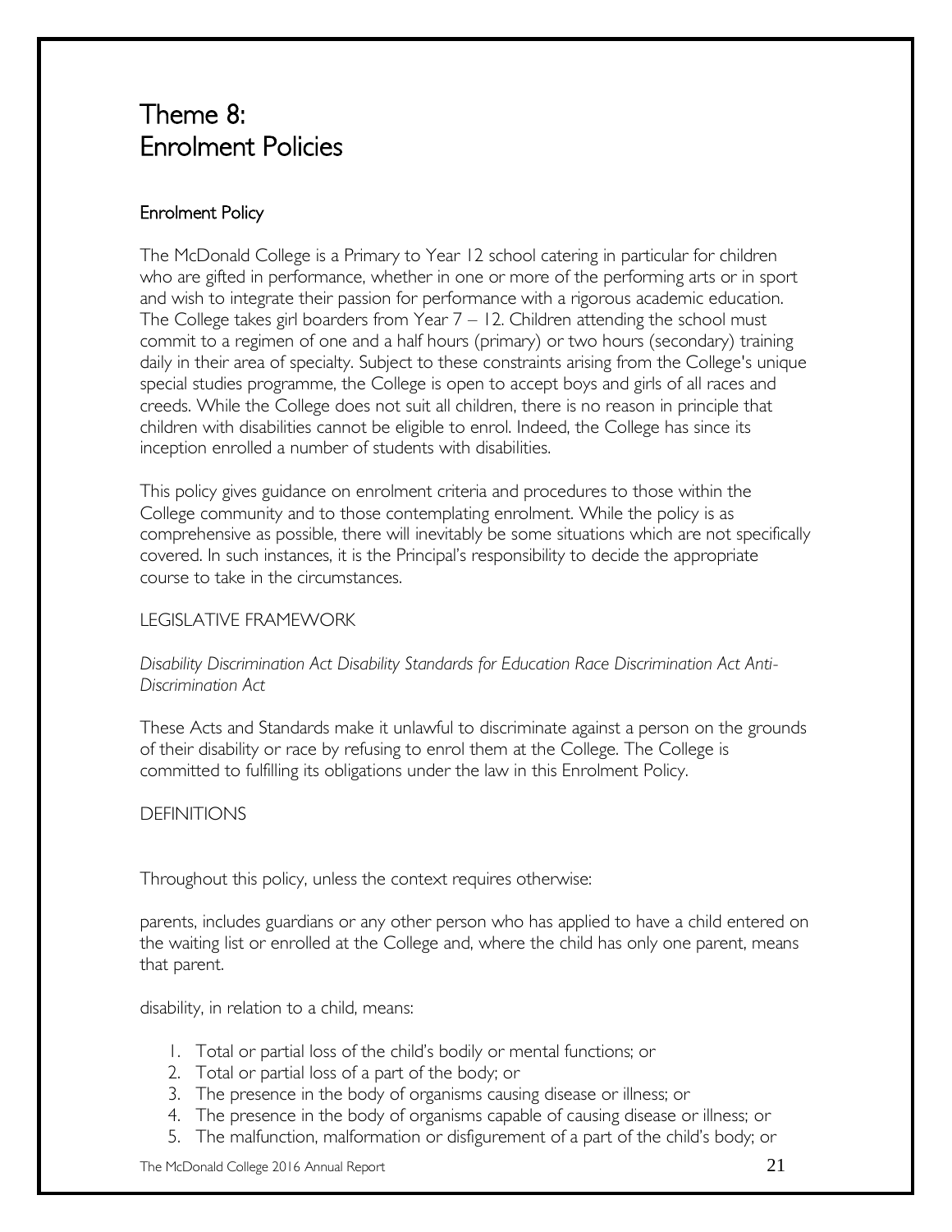# Theme 8:
# Enrolment Policies

## Enrolment Policy

The McDonald College is a Primary to Year 12 school catering in particular for children who are gifted in performance, whether in one or more of the performing arts or in sport and wish to integrate their passion for performance with a rigorous academic education. The College takes girl boarders from Year 7 – 12. Children attending the school must commit to a regimen of one and a half hours (primary) or two hours (secondary) training daily in their area of specialty. Subject to these constraints arising from the College's unique special studies programme, the College is open to accept boys and girls of all races and creeds. While the College does not suit all children, there is no reason in principle that children with disabilities cannot be eligible to enrol. Indeed, the College has since its inception enrolled a number of students with disabilities.

This policy gives guidance on enrolment criteria and procedures to those within the College community and to those contemplating enrolment. While the policy is as comprehensive as possible, there will inevitably be some situations which are not specifically covered. In such instances, it is the Principal's responsibility to decide the appropriate course to take in the circumstances.

LEGISLATIVE FRAMEWORK

*Disability Discrimination Act Disability Standards for Education Race Discrimination Act Anti-Discrimination Act*

These Acts and Standards make it unlawful to discriminate against a person on the grounds of their disability or race by refusing to enrol them at the College. The College is committed to fulfilling its obligations under the law in this Enrolment Policy.

DEFINITIONS

Throughout this policy, unless the context requires otherwise:

parents, includes guardians or any other person who has applied to have a child entered on the waiting list or enrolled at the College and, where the child has only one parent, means that parent.

disability, in relation to a child, means:

1. Total or partial loss of the child's bodily or mental functions; or
2. Total or partial loss of a part of the body; or
3. The presence in the body of organisms causing disease or illness; or
4. The presence in the body of organisms capable of causing disease or illness; or
5. The malfunction, malformation or disfigurement of a part of the child's body; or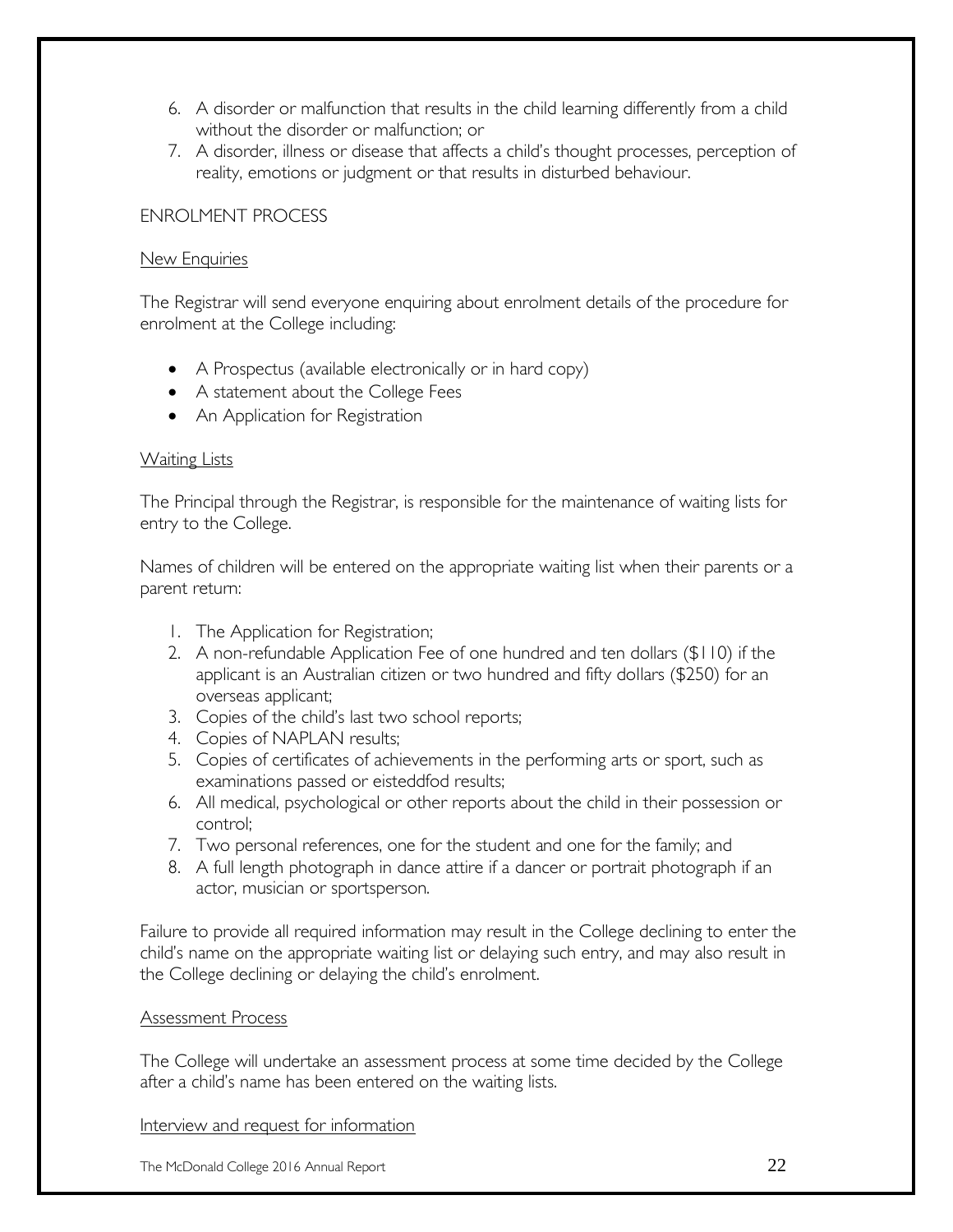6. A disorder or malfunction that results in the child learning differently from a child without the disorder or malfunction; or
7. A disorder, illness or disease that affects a child's thought processes, perception of reality, emotions or judgment or that results in disturbed behaviour.

ENROLMENT PROCESS

<u>New Enquiries</u>

The Registrar will send everyone enquiring about enrolment details of the procedure for enrolment at the College including:

- A Prospectus (available electronically or in hard copy)
- A statement about the College Fees
- An Application for Registration

<u>Waiting Lists</u>

The Principal through the Registrar, is responsible for the maintenance of waiting lists for entry to the College.

Names of children will be entered on the appropriate waiting list when their parents or a parent return:

1. The Application for Registration;
2. A non-refundable Application Fee of one hundred and ten dollars ($110) if the applicant is an Australian citizen or two hundred and fifty dollars ($250) for an overseas applicant;
3. Copies of the child's last two school reports;
4. Copies of NAPLAN results;
5. Copies of certificates of achievements in the performing arts or sport, such as examinations passed or eisteddfod results;
6. All medical, psychological or other reports about the child in their possession or control;
7. Two personal references, one for the student and one for the family; and
8. A full length photograph in dance attire if a dancer or portrait photograph if an actor, musician or sportsperson.

Failure to provide all required information may result in the College declining to enter the child's name on the appropriate waiting list or delaying such entry, and may also result in the College declining or delaying the child's enrolment.

<u>Assessment Process</u>

The College will undertake an assessment process at some time decided by the College after a child's name has been entered on the waiting lists.

<u>Interview and request for information</u>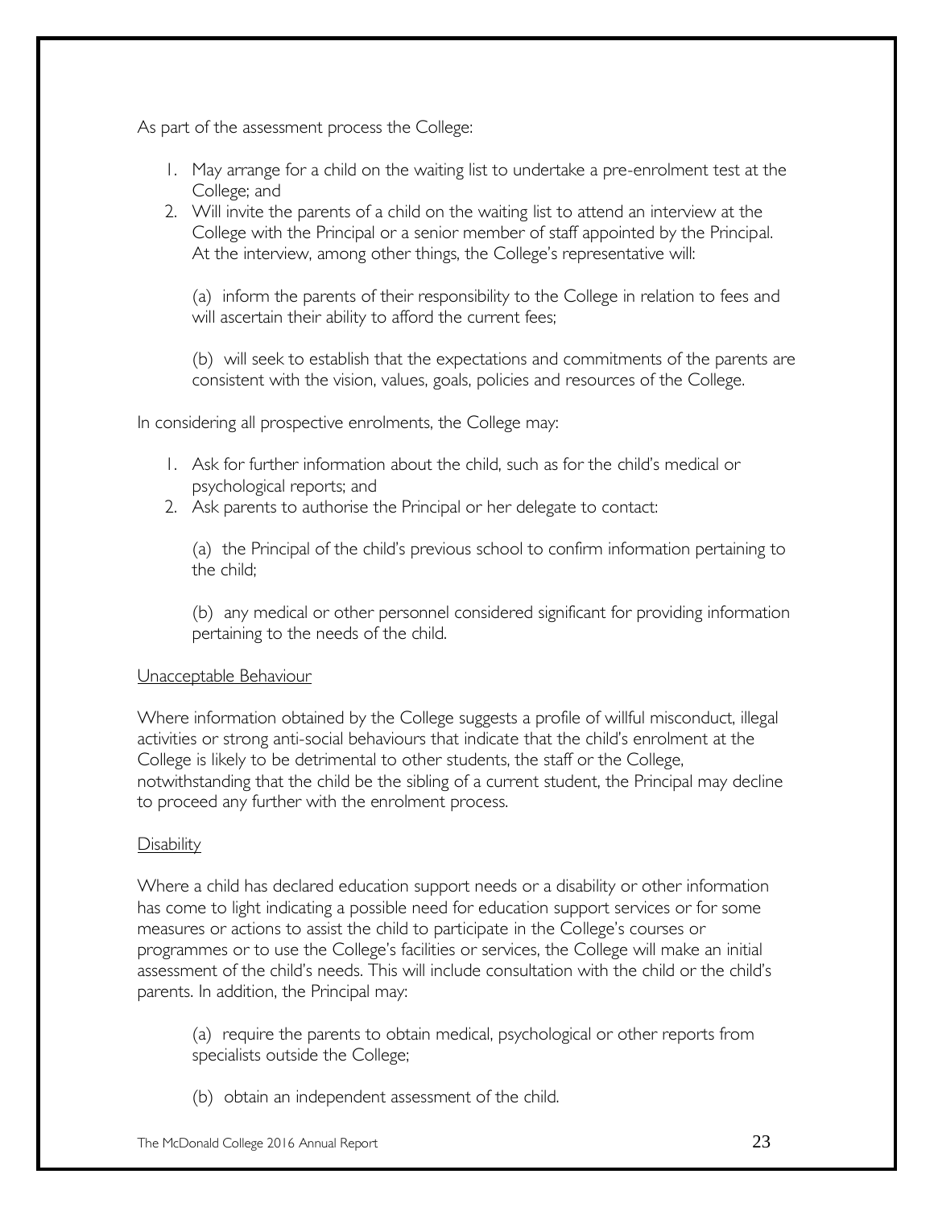As part of the assessment process the College:

1. May arrange for a child on the waiting list to undertake a pre-enrolment test at the College; and
2. Will invite the parents of a child on the waiting list to attend an interview at the College with the Principal or a senior member of staff appointed by the Principal. At the interview, among other things, the College's representative will:

   (a) inform the parents of their responsibility to the College in relation to fees and will ascertain their ability to afford the current fees;

   (b) will seek to establish that the expectations and commitments of the parents are consistent with the vision, values, goals, policies and resources of the College.

In considering all prospective enrolments, the College may:

1. Ask for further information about the child, such as for the child's medical or psychological reports; and
2. Ask parents to authorise the Principal or her delegate to contact:

   (a) the Principal of the child's previous school to confirm information pertaining to the child;

   (b) any medical or other personnel considered significant for providing information pertaining to the needs of the child.

<u>Unacceptable Behaviour</u>

Where information obtained by the College suggests a profile of willful misconduct, illegal activities or strong anti-social behaviours that indicate that the child's enrolment at the College is likely to be detrimental to other students, the staff or the College, notwithstanding that the child be the sibling of a current student, the Principal may decline to proceed any further with the enrolment process.

<u>Disability</u>

Where a child has declared education support needs or a disability or other information has come to light indicating a possible need for education support services or for some measures or actions to assist the child to participate in the College's courses or programmes or to use the College's facilities or services, the College will make an initial assessment of the child's needs. This will include consultation with the child or the child's parents. In addition, the Principal may:

(a) require the parents to obtain medical, psychological or other reports from specialists outside the College;

(b) obtain an independent assessment of the child.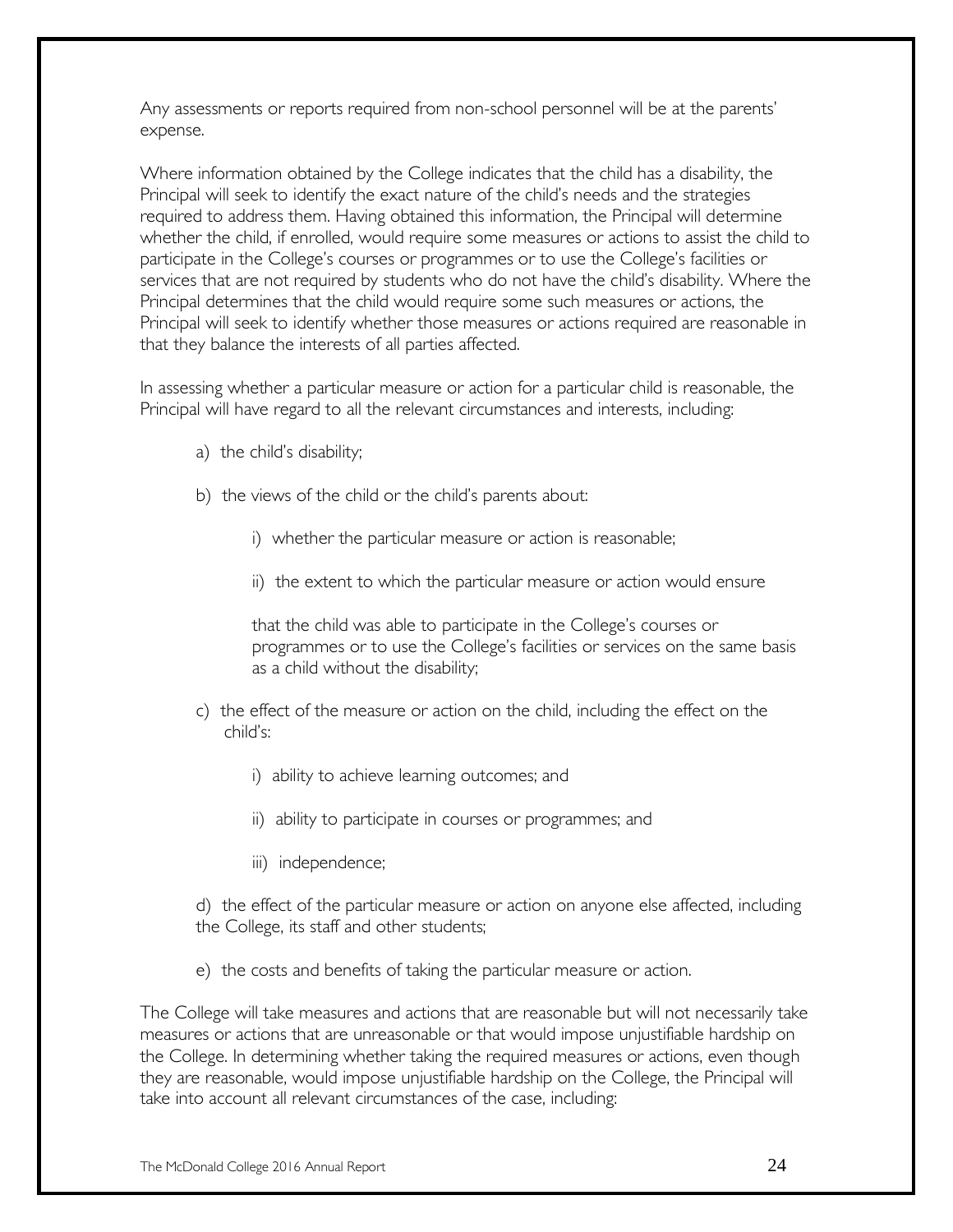Any assessments or reports required from non-school personnel will be at the parents' expense.

Where information obtained by the College indicates that the child has a disability, the Principal will seek to identify the exact nature of the child's needs and the strategies required to address them. Having obtained this information, the Principal will determine whether the child, if enrolled, would require some measures or actions to assist the child to participate in the College's courses or programmes or to use the College's facilities or services that are not required by students who do not have the child's disability. Where the Principal determines that the child would require some such measures or actions, the Principal will seek to identify whether those measures or actions required are reasonable in that they balance the interests of all parties affected.

In assessing whether a particular measure or action for a particular child is reasonable, the Principal will have regard to all the relevant circumstances and interests, including:

a) the child's disability;

b) the views of the child or the child's parents about:

i) whether the particular measure or action is reasonable;

ii) the extent to which the particular measure or action would ensure that the child was able to participate in the College's courses or programmes or to use the College's facilities or services on the same basis as a child without the disability;

c) the effect of the measure or action on the child, including the effect on the child's:

i) ability to achieve learning outcomes; and

ii) ability to participate in courses or programmes; and

iii) independence;

d) the effect of the particular measure or action on anyone else affected, including the College, its staff and other students;

e) the costs and benefits of taking the particular measure or action.

The College will take measures and actions that are reasonable but will not necessarily take measures or actions that are unreasonable or that would impose unjustifiable hardship on the College. In determining whether taking the required measures or actions, even though they are reasonable, would impose unjustifiable hardship on the College, the Principal will take into account all relevant circumstances of the case, including: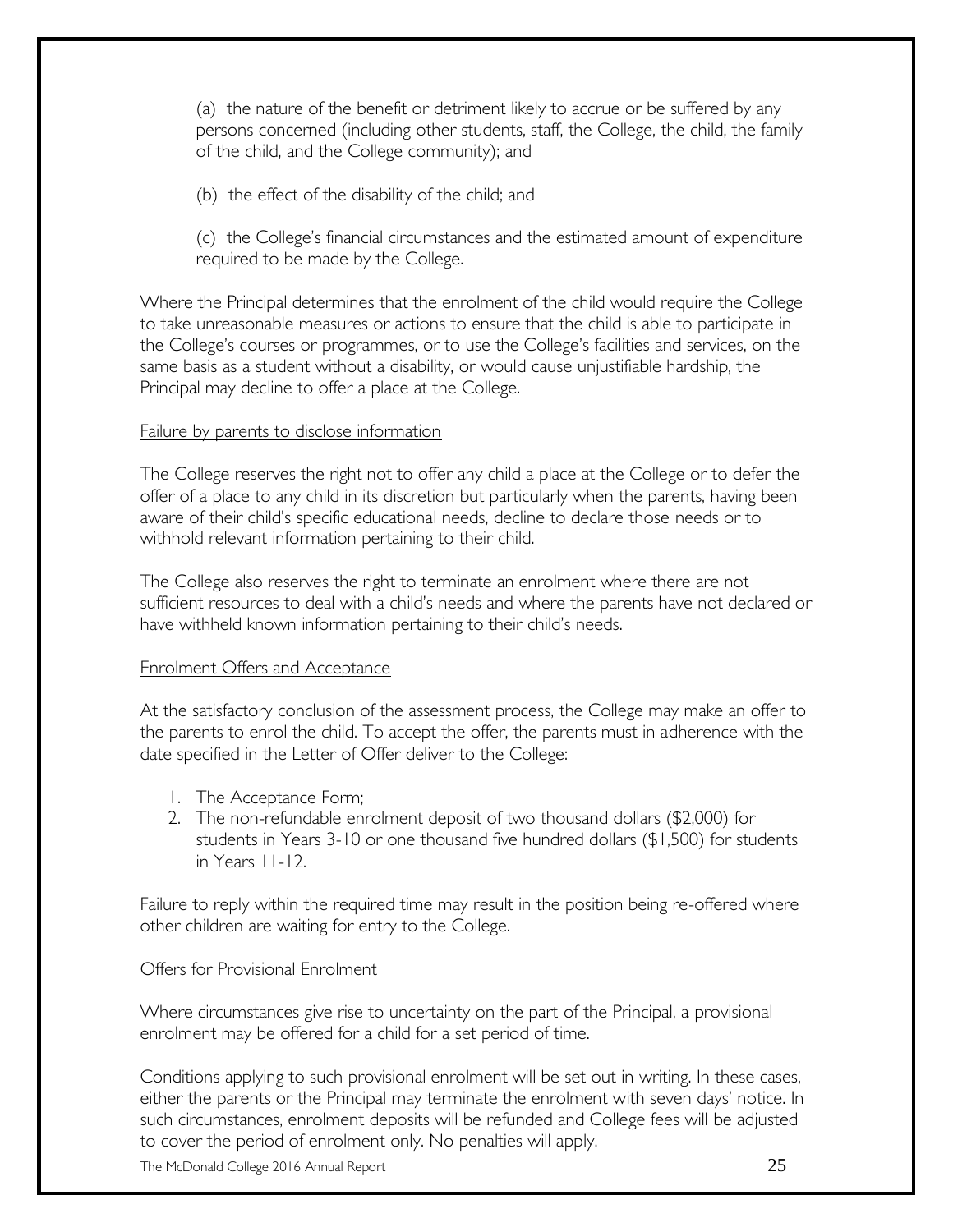(a) the nature of the benefit or detriment likely to accrue or be suffered by any persons concerned (including other students, staff, the College, the child, the family of the child, and the College community); and

(b) the effect of the disability of the child; and

(c) the College's financial circumstances and the estimated amount of expenditure required to be made by the College.

Where the Principal determines that the enrolment of the child would require the College to take unreasonable measures or actions to ensure that the child is able to participate in the College's courses or programmes, or to use the College's facilities and services, on the same basis as a student without a disability, or would cause unjustifiable hardship, the Principal may decline to offer a place at the College.

Failure by parents to disclose information

The College reserves the right not to offer any child a place at the College or to defer the offer of a place to any child in its discretion but particularly when the parents, having been aware of their child's specific educational needs, decline to declare those needs or to withhold relevant information pertaining to their child.

The College also reserves the right to terminate an enrolment where there are not sufficient resources to deal with a child's needs and where the parents have not declared or have withheld known information pertaining to their child's needs.

Enrolment Offers and Acceptance

At the satisfactory conclusion of the assessment process, the College may make an offer to the parents to enrol the child. To accept the offer, the parents must in adherence with the date specified in the Letter of Offer deliver to the College:

1. The Acceptance Form;
2. The non-refundable enrolment deposit of two thousand dollars ($2,000) for students in Years 3-10 or one thousand five hundred dollars ($1,500) for students in Years 11-12.

Failure to reply within the required time may result in the position being re-offered where other children are waiting for entry to the College.

Offers for Provisional Enrolment

Where circumstances give rise to uncertainty on the part of the Principal, a provisional enrolment may be offered for a child for a set period of time.

Conditions applying to such provisional enrolment will be set out in writing. In these cases, either the parents or the Principal may terminate the enrolment with seven days' notice. In such circumstances, enrolment deposits will be refunded and College fees will be adjusted to cover the period of enrolment only. No penalties will apply.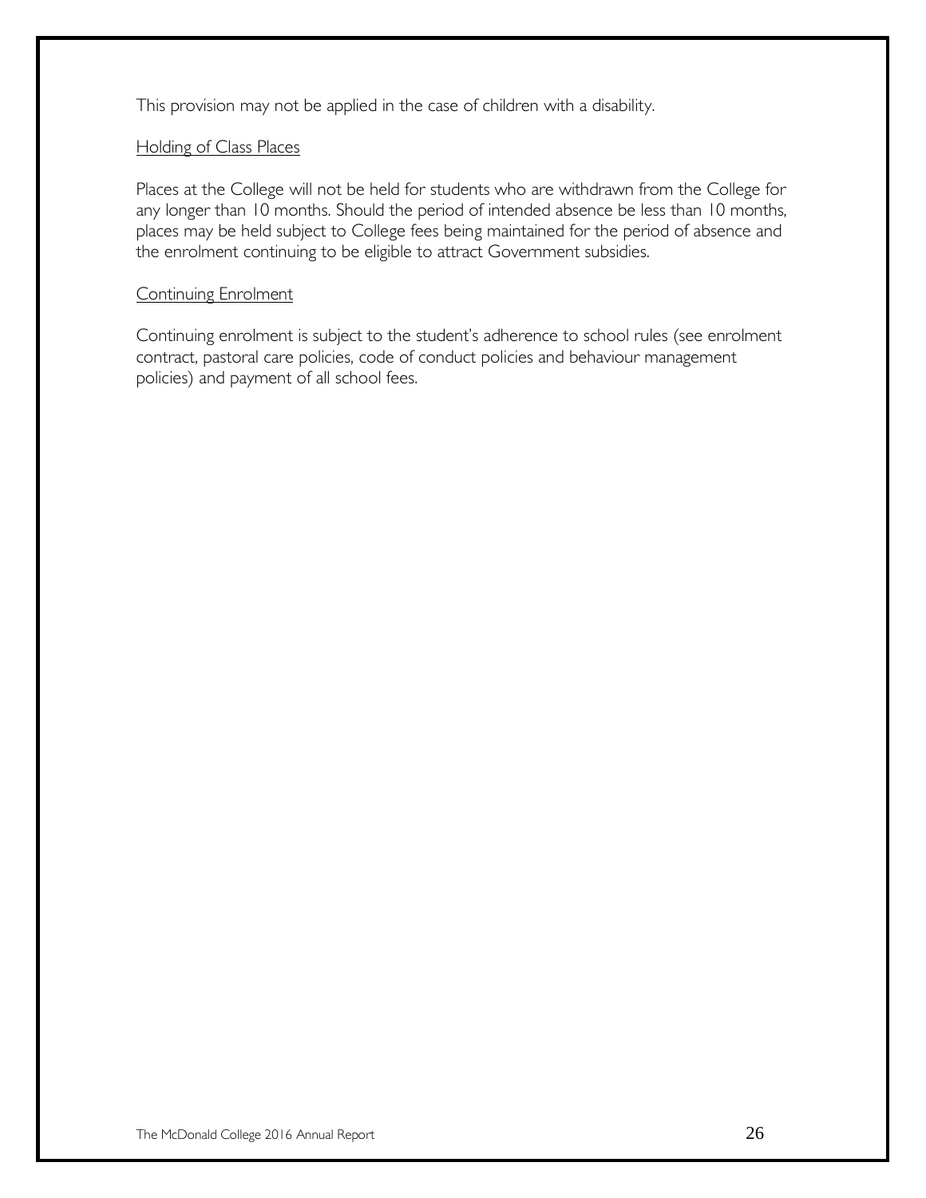This provision may not be applied in the case of children with a disability.

<u>Holding of Class Places</u>

Places at the College will not be held for students who are withdrawn from the College for any longer than 10 months. Should the period of intended absence be less than 10 months, places may be held subject to College fees being maintained for the period of absence and the enrolment continuing to be eligible to attract Government subsidies.

<u>Continuing Enrolment</u>

Continuing enrolment is subject to the student's adherence to school rules (see enrolment contract, pastoral care policies, code of conduct policies and behaviour management policies) and payment of all school fees.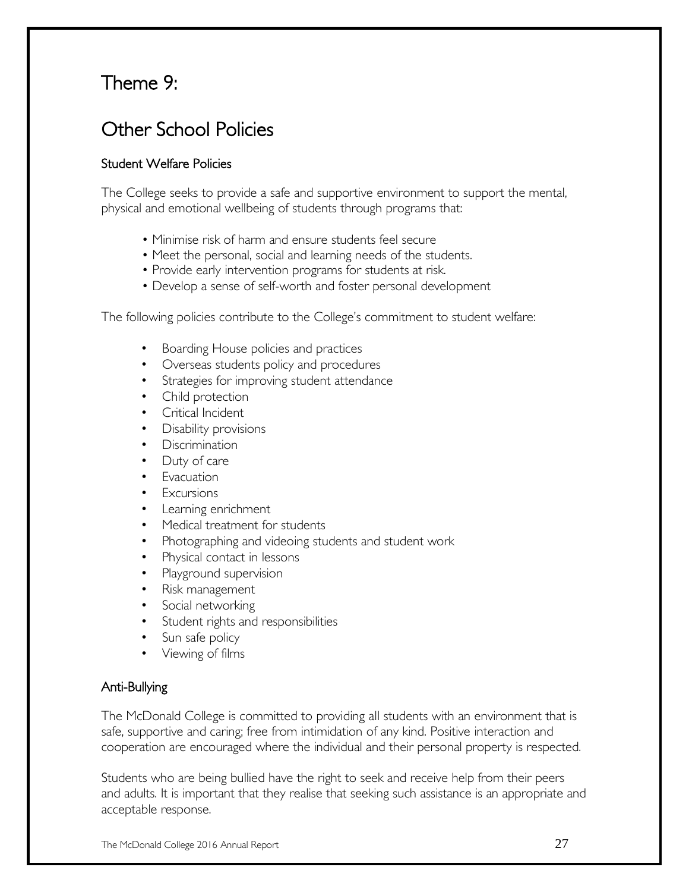# Theme 9:

# Other School Policies

### Student Welfare Policies

The College seeks to provide a safe and supportive environment to support the mental, physical and emotional wellbeing of students through programs that:

- Minimise risk of harm and ensure students feel secure
- Meet the personal, social and learning needs of the students.
- Provide early intervention programs for students at risk.
- Develop a sense of self-worth and foster personal development

The following policies contribute to the College's commitment to student welfare:

- Boarding House policies and practices
- Overseas students policy and procedures
- Strategies for improving student attendance
- Child protection
- Critical Incident
- Disability provisions
- Discrimination
- Duty of care
- Evacuation
- Excursions
- Learning enrichment
- Medical treatment for students
- Photographing and videoing students and student work
- Physical contact in lessons
- Playground supervision
- Risk management
- Social networking
- Student rights and responsibilities
- Sun safe policy
- Viewing of films

### Anti-Bullying

The McDonald College is committed to providing all students with an environment that is safe, supportive and caring; free from intimidation of any kind. Positive interaction and cooperation are encouraged where the individual and their personal property is respected.

Students who are being bullied have the right to seek and receive help from their peers and adults. It is important that they realise that seeking such assistance is an appropriate and acceptable response.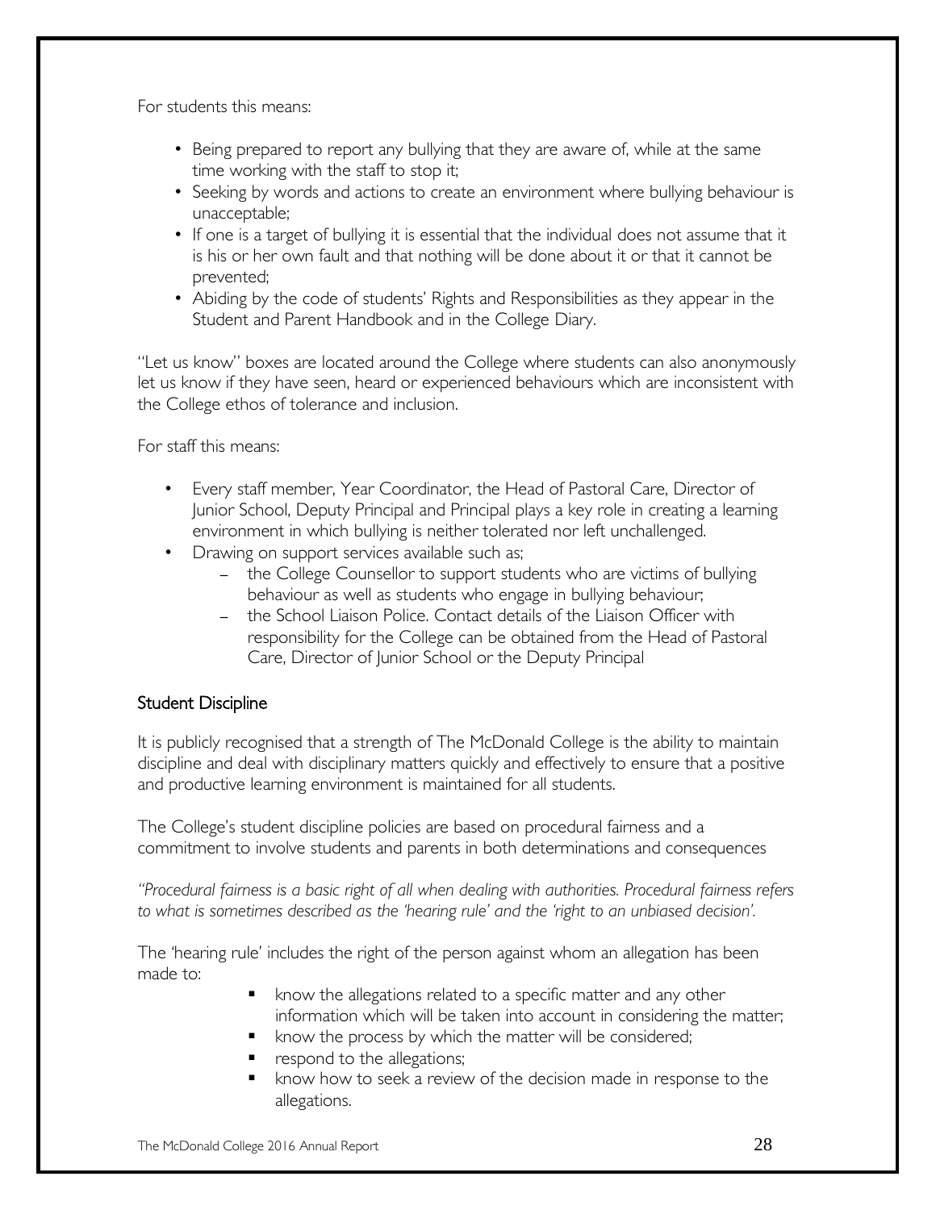For students this means:

- Being prepared to report any bullying that they are aware of, while at the same time working with the staff to stop it;
- Seeking by words and actions to create an environment where bullying behaviour is unacceptable;
- If one is a target of bullying it is essential that the individual does not assume that it is his or her own fault and that nothing will be done about it or that it cannot be prevented;
- Abiding by the code of students' Rights and Responsibilities as they appear in the Student and Parent Handbook and in the College Diary.

"Let us know" boxes are located around the College where students can also anonymously let us know if they have seen, heard or experienced behaviours which are inconsistent with the College ethos of tolerance and inclusion.

For staff this means:

- Every staff member, Year Coordinator, the Head of Pastoral Care, Director of Junior School, Deputy Principal and Principal plays a key role in creating a learning environment in which bullying is neither tolerated nor left unchallenged.
- Drawing on support services available such as;
  - the College Counsellor to support students who are victims of bullying behaviour as well as students who engage in bullying behaviour;
  - the School Liaison Police. Contact details of the Liaison Officer with responsibility for the College can be obtained from the Head of Pastoral Care, Director of Junior School or the Deputy Principal

## Student Discipline

It is publicly recognised that a strength of The McDonald College is the ability to maintain discipline and deal with disciplinary matters quickly and effectively to ensure that a positive and productive learning environment is maintained for all students.

The College's student discipline policies are based on procedural fairness and a commitment to involve students and parents in both determinations and consequences

*"Procedural fairness is a basic right of all when dealing with authorities. Procedural fairness refers to what is sometimes described as the 'hearing rule' and the 'right to an unbiased decision'.*

The 'hearing rule' includes the right of the person against whom an allegation has been made to:

- know the allegations related to a specific matter and any other information which will be taken into account in considering the matter;
- know the process by which the matter will be considered;
- respond to the allegations;
- know how to seek a review of the decision made in response to the allegations.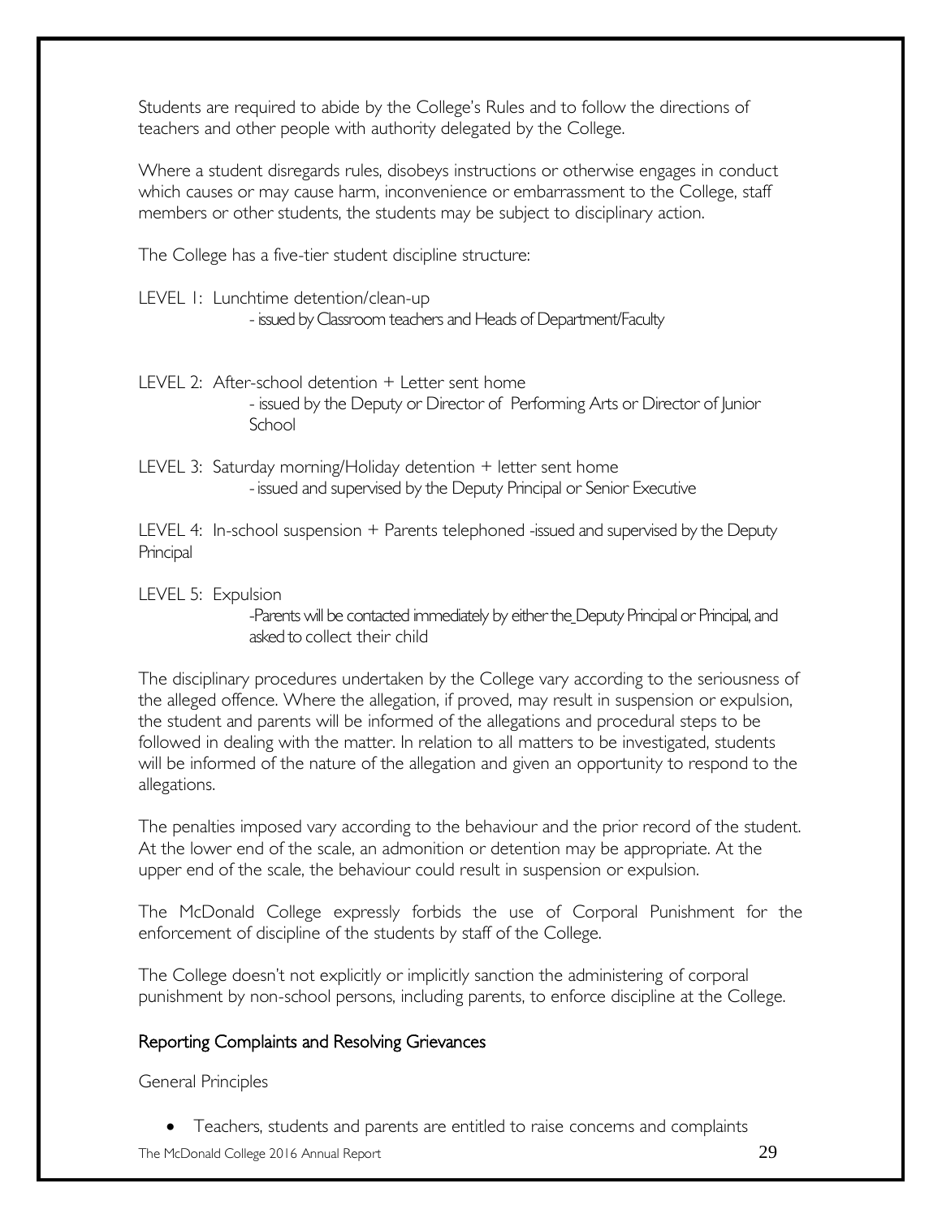Students are required to abide by the College's Rules and to follow the directions of teachers and other people with authority delegated by the College.

Where a student disregards rules, disobeys instructions or otherwise engages in conduct which causes or may cause harm, inconvenience or embarrassment to the College, staff members or other students, the students may be subject to disciplinary action.

The College has a five-tier student discipline structure:

LEVEL 1: Lunchtime detention/clean-up
- issued by Classroom teachers and Heads of Department/Faculty

LEVEL 2: After-school detention + Letter sent home
- issued by the Deputy or Director of Performing Arts or Director of Junior School

LEVEL 3: Saturday morning/Holiday detention + letter sent home
- issued and supervised by the Deputy Principal or Senior Executive

LEVEL 4: In-school suspension + Parents telephoned -issued and supervised by the Deputy Principal

LEVEL 5: Expulsion
-Parents will be contacted immediately by either the_Deputy Principal or Principal, and asked to collect their child

The disciplinary procedures undertaken by the College vary according to the seriousness of the alleged offence. Where the allegation, if proved, may result in suspension or expulsion, the student and parents will be informed of the allegations and procedural steps to be followed in dealing with the matter. In relation to all matters to be investigated, students will be informed of the nature of the allegation and given an opportunity to respond to the allegations.

The penalties imposed vary according to the behaviour and the prior record of the student. At the lower end of the scale, an admonition or detention may be appropriate. At the upper end of the scale, the behaviour could result in suspension or expulsion.

The McDonald College expressly forbids the use of Corporal Punishment for the enforcement of discipline of the students by staff of the College.

The College doesn't not explicitly or implicitly sanction the administering of corporal punishment by non-school persons, including parents, to enforce discipline at the College.

## Reporting Complaints and Resolving Grievances

General Principles

- Teachers, students and parents are entitled to raise concerns and complaints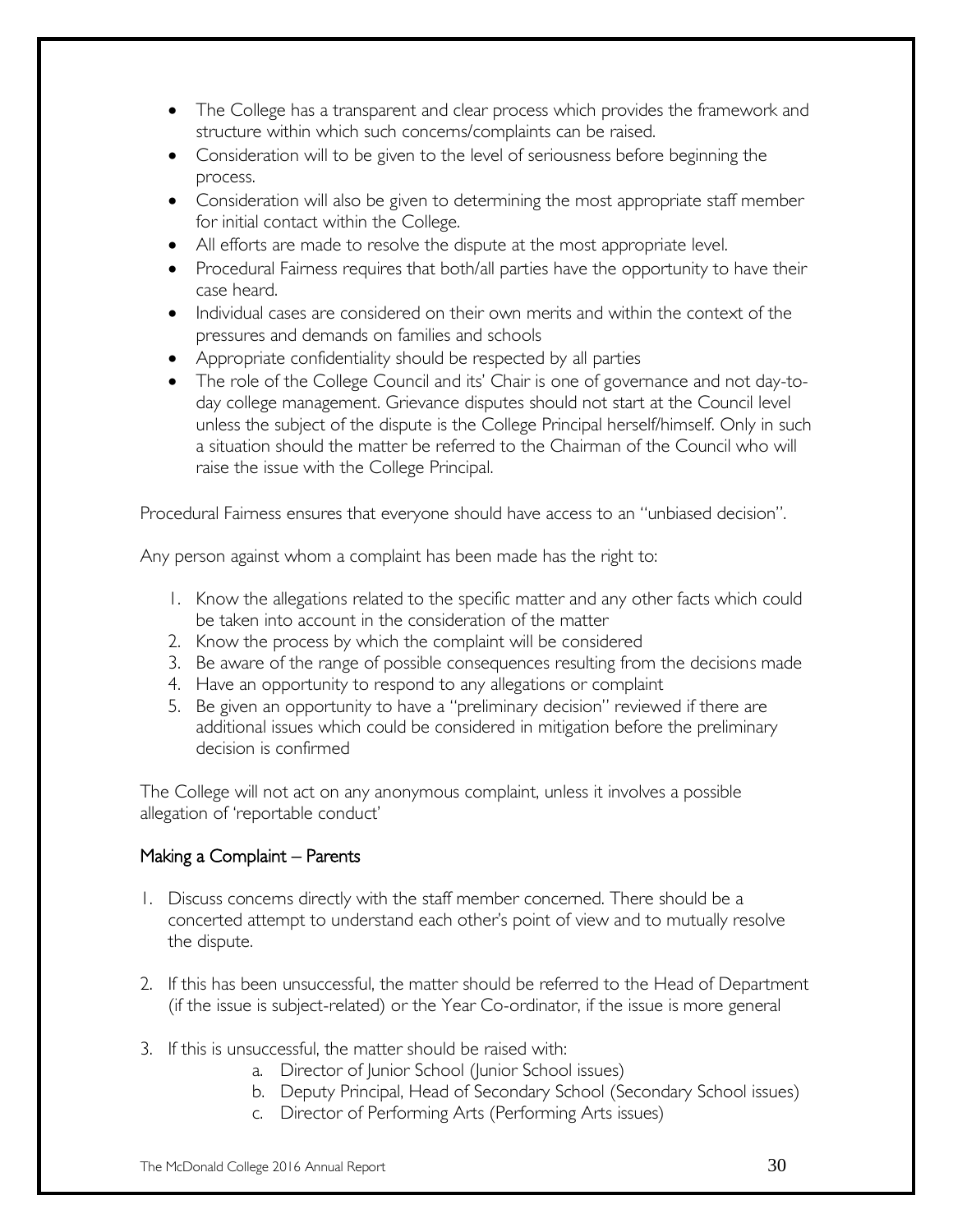- The College has a transparent and clear process which provides the framework and structure within which such concerns/complaints can be raised.
- Consideration will to be given to the level of seriousness before beginning the process.
- Consideration will also be given to determining the most appropriate staff member for initial contact within the College.
- All efforts are made to resolve the dispute at the most appropriate level.
- Procedural Fairness requires that both/all parties have the opportunity to have their case heard.
- Individual cases are considered on their own merits and within the context of the pressures and demands on families and schools
- Appropriate confidentiality should be respected by all parties
- The role of the College Council and its' Chair is one of governance and not day-to-day college management. Grievance disputes should not start at the Council level unless the subject of the dispute is the College Principal herself/himself. Only in such a situation should the matter be referred to the Chairman of the Council who will raise the issue with the College Principal.

Procedural Fairness ensures that everyone should have access to an "unbiased decision".

Any person against whom a complaint has been made has the right to:

1. Know the allegations related to the specific matter and any other facts which could be taken into account in the consideration of the matter
2. Know the process by which the complaint will be considered
3. Be aware of the range of possible consequences resulting from the decisions made
4. Have an opportunity to respond to any allegations or complaint
5. Be given an opportunity to have a "preliminary decision" reviewed if there are additional issues which could be considered in mitigation before the preliminary decision is confirmed

The College will not act on any anonymous complaint, unless it involves a possible allegation of 'reportable conduct'

## Making a Complaint – Parents

1. Discuss concerns directly with the staff member concerned. There should be a concerted attempt to understand each other's point of view and to mutually resolve the dispute.

2. If this has been unsuccessful, the matter should be referred to the Head of Department (if the issue is subject-related) or the Year Co-ordinator, if the issue is more general

3. If this is unsuccessful, the matter should be raised with:
   a. Director of Junior School (Junior School issues)
   b. Deputy Principal, Head of Secondary School (Secondary School issues)
   c. Director of Performing Arts (Performing Arts issues)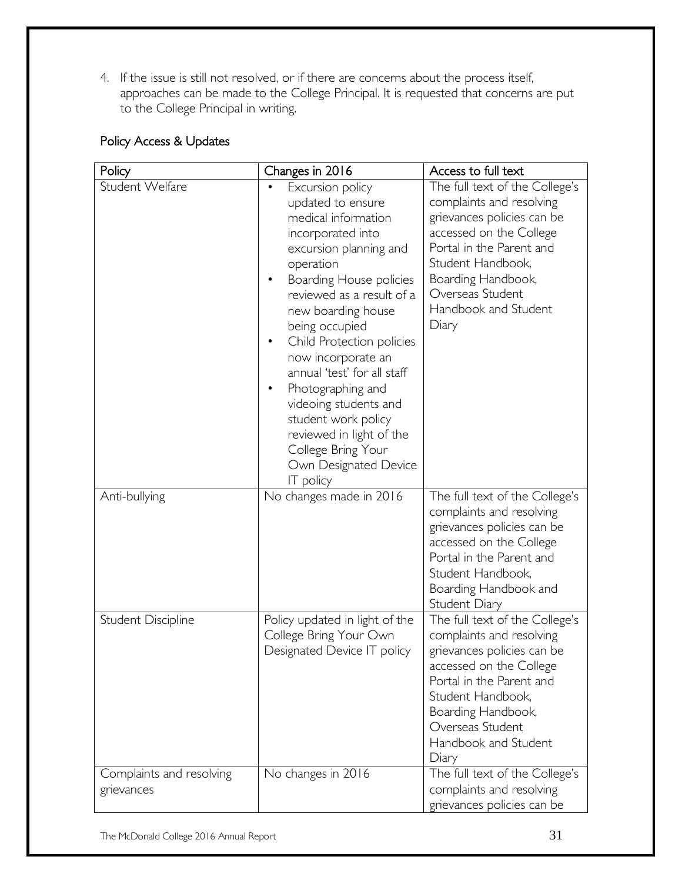4. If the issue is still not resolved, or if there are concerns about the process itself, approaches can be made to the College Principal. It is requested that concerns are put to the College Principal in writing.

## Policy Access & Updates

| Policy | Changes in 2016 | Access to full text |
|---|---|---|
| Student Welfare | • Excursion policy updated to ensure medical information incorporated into excursion planning and operation<br>• Boarding House policies reviewed as a result of a new boarding house being occupied<br>• Child Protection policies now incorporate an annual 'test' for all staff<br>• Photographing and videoing students and student work policy reviewed in light of the College Bring Your Own Designated Device IT policy | The full text of the College's complaints and resolving grievances policies can be accessed on the College Portal in the Parent and Student Handbook, Boarding Handbook, Overseas Student Handbook and Student Diary |
| Anti-bullying | No changes made in 2016 | The full text of the College's complaints and resolving grievances policies can be accessed on the College Portal in the Parent and Student Handbook, Boarding Handbook and Student Diary |
| Student Discipline | Policy updated in light of the College Bring Your Own Designated Device IT policy | The full text of the College's complaints and resolving grievances policies can be accessed on the College Portal in the Parent and Student Handbook, Boarding Handbook, Overseas Student Handbook and Student Diary |
| Complaints and resolving grievances | No changes in 2016 | The full text of the College's complaints and resolving grievances policies can be |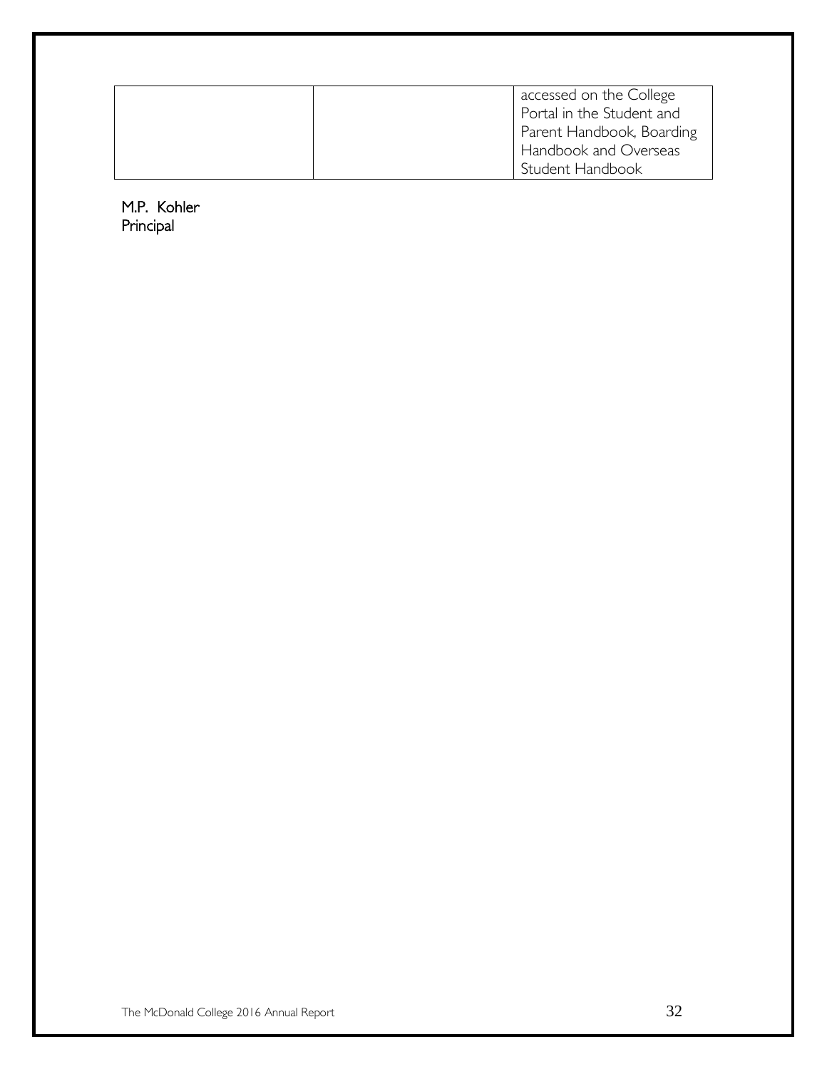|  |  | accessed on the College Portal in the Student and Parent Handbook, Boarding Handbook and Overseas Student Handbook |
|---|---|---|

M.P. Kohler
Principal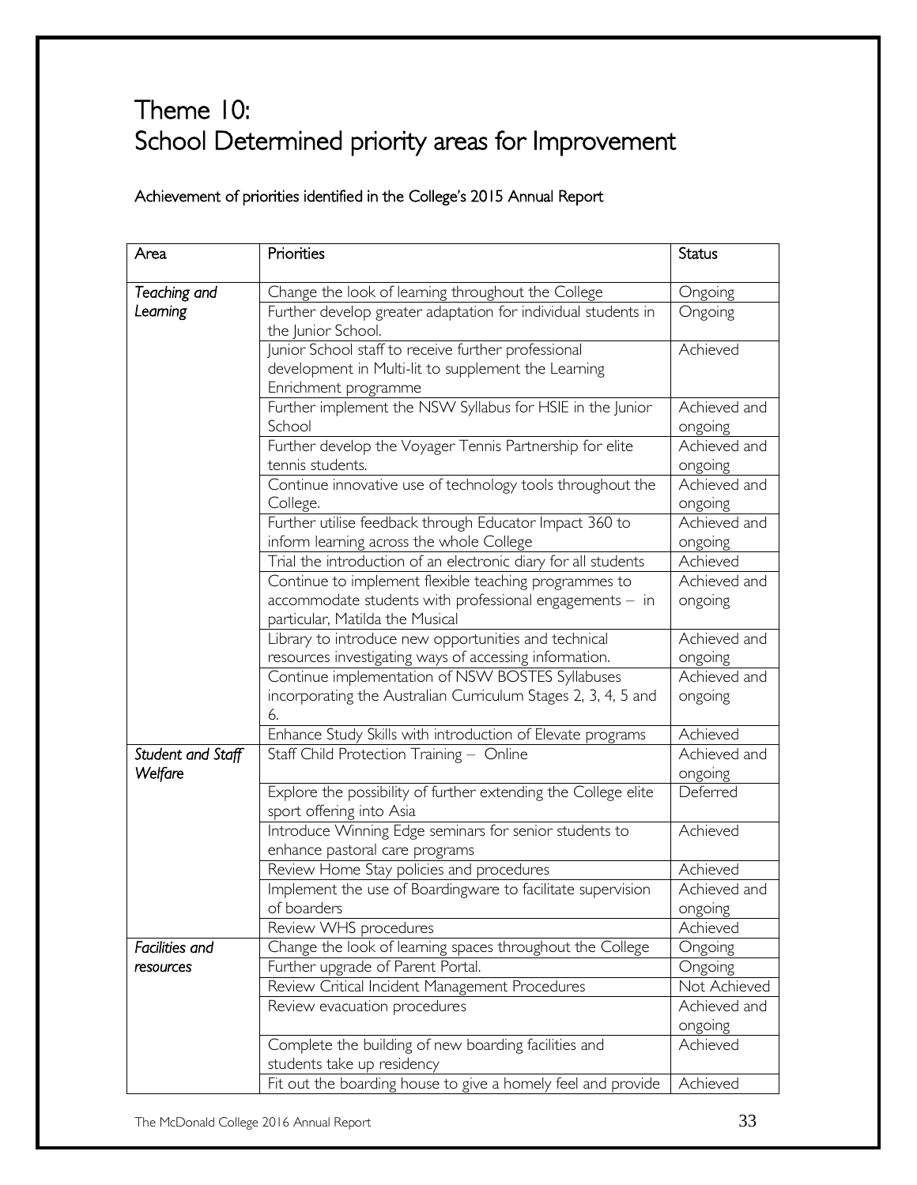# Theme 10: School Determined priority areas for Improvement

Achievement of priorities identified in the College's 2015 Annual Report

| Area | Priorities | Status |
|---|---|---|
| *Teaching and Learning* | Change the look of learning throughout the College | Ongoing |
| | Further develop greater adaptation for individual students in the Junior School. | Ongoing |
| | Junior School staff to receive further professional development in Multi-lit to supplement the Learning Enrichment programme | Achieved |
| | Further implement the NSW Syllabus for HSIE in the Junior School | Achieved and ongoing |
| | Further develop the Voyager Tennis Partnership for elite tennis students. | Achieved and ongoing |
| | Continue innovative use of technology tools throughout the College. | Achieved and ongoing |
| | Further utilise feedback through Educator Impact 360 to inform learning across the whole College | Achieved and ongoing |
| | Trial the introduction of an electronic diary for all students | Achieved |
| | Continue to implement flexible teaching programmes to accommodate students with professional engagements – in particular, Matilda the Musical | Achieved and ongoing |
| | Library to introduce new opportunities and technical resources investigating ways of accessing information. | Achieved and ongoing |
| | Continue implementation of NSW BOSTES Syllabuses incorporating the Australian Curriculum Stages 2, 3, 4, 5 and 6. | Achieved and ongoing |
| | Enhance Study Skills with introduction of Elevate programs | Achieved |
| *Student and Staff Welfare* | Staff Child Protection Training – Online | Achieved and ongoing |
| | Explore the possibility of further extending the College elite sport offering into Asia | Deferred |
| | Introduce Winning Edge seminars for senior students to enhance pastoral care programs | Achieved |
| | Review Home Stay policies and procedures | Achieved |
| | Implement the use of Boardingware to facilitate supervision of boarders | Achieved and ongoing |
| | Review WHS procedures | Achieved |
| *Facilities and resources* | Change the look of learning spaces throughout the College | Ongoing |
| | Further upgrade of Parent Portal. | Ongoing |
| | Review Critical Incident Management Procedures | Not Achieved |
| | Review evacuation procedures | Achieved and ongoing |
| | Complete the building of new boarding facilities and students take up residency | Achieved |
| | Fit out the boarding house to give a homely feel and provide | Achieved |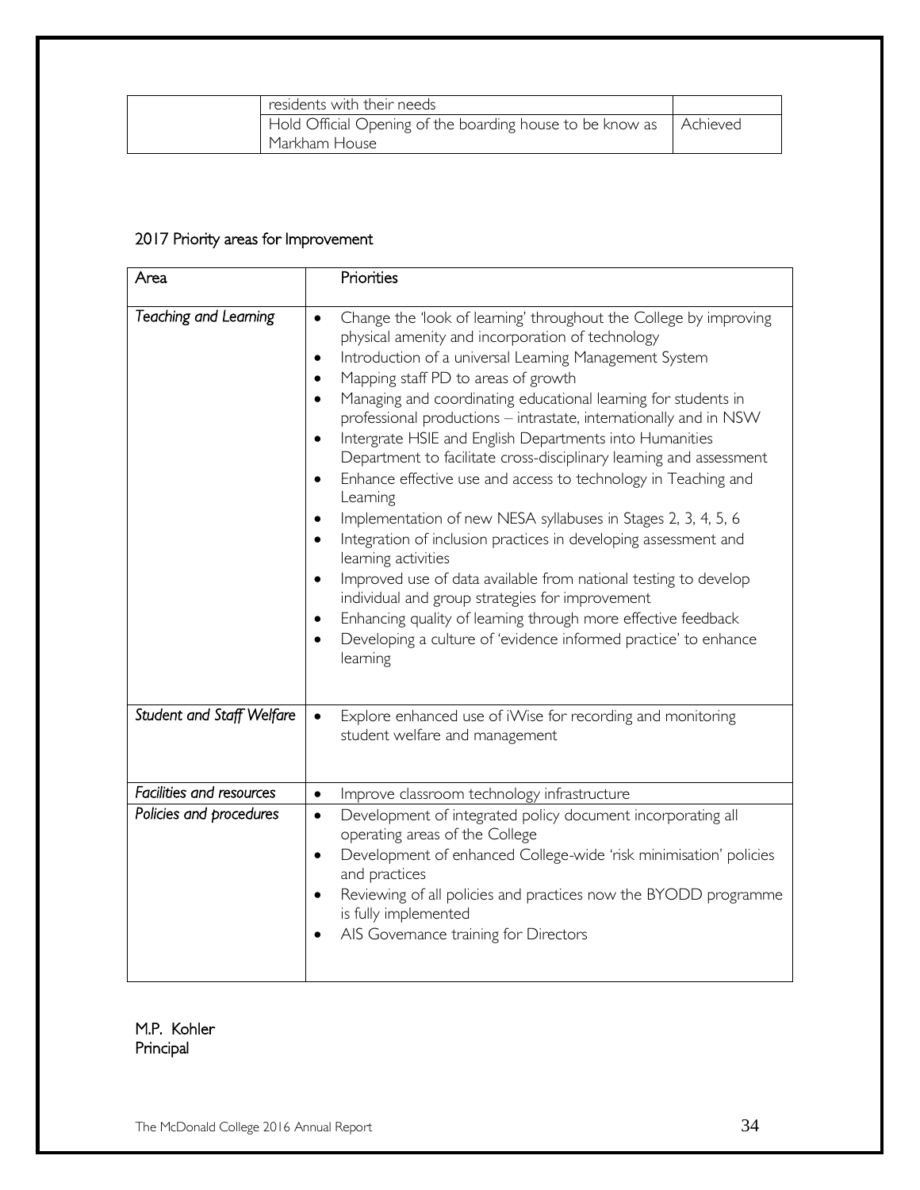| | residents with their needs | |
|---|---|---|
| | Hold Official Opening of the boarding house to be know as Markham House | Achieved |

## 2017 Priority areas for Improvement

| Area | Priorities |
|---|---|
| *Teaching and Learning* | • Change the 'look of learning' throughout the College by improving physical amenity and incorporation of technology<br>• Introduction of a universal Learning Management System<br>• Mapping staff PD to areas of growth<br>• Managing and coordinating educational learning for students in professional productions – intrastate, internationally and in NSW<br>• Intergrate HSIE and English Departments into Humanities Department to facilitate cross-disciplinary learning and assessment<br>• Enhance effective use and access to technology in Teaching and Learning<br>• Implementation of new NESA syllabuses in Stages 2, 3, 4, 5, 6<br>• Integration of inclusion practices in developing assessment and learning activities<br>• Improved use of data available from national testing to develop individual and group strategies for improvement<br>• Enhancing quality of learning through more effective feedback<br>• Developing a culture of 'evidence informed practice' to enhance learning |
| *Student and Staff Welfare* | • Explore enhanced use of iWise for recording and monitoring student welfare and management |
| *Facilities and resources* | • Improve classroom technology infrastructure |
| *Policies and procedures* | • Development of integrated policy document incorporating all operating areas of the College<br>• Development of enhanced College-wide 'risk minimisation' policies and practices<br>• Reviewing of all policies and practices now the BYODD programme is fully implemented<br>• AIS Governance training for Directors |

M.P. Kohler
Principal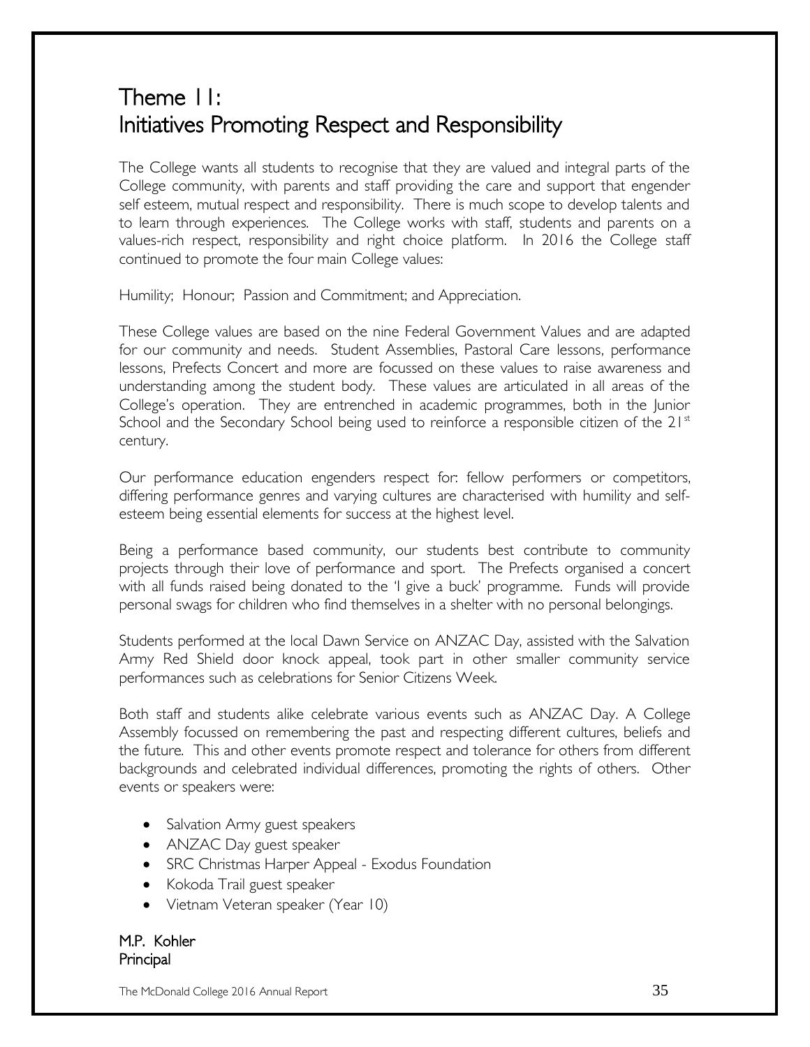# Theme 11:
# Initiatives Promoting Respect and Responsibility

The College wants all students to recognise that they are valued and integral parts of the College community, with parents and staff providing the care and support that engender self esteem, mutual respect and responsibility. There is much scope to develop talents and to learn through experiences. The College works with staff, students and parents on a values-rich respect, responsibility and right choice platform. In 2016 the College staff continued to promote the four main College values:

Humility; Honour; Passion and Commitment; and Appreciation.

These College values are based on the nine Federal Government Values and are adapted for our community and needs. Student Assemblies, Pastoral Care lessons, performance lessons, Prefects Concert and more are focussed on these values to raise awareness and understanding among the student body. These values are articulated in all areas of the College's operation. They are entrenched in academic programmes, both in the Junior School and the Secondary School being used to reinforce a responsible citizen of the 21st century.

Our performance education engenders respect for: fellow performers or competitors, differing performance genres and varying cultures are characterised with humility and self-esteem being essential elements for success at the highest level.

Being a performance based community, our students best contribute to community projects through their love of performance and sport. The Prefects organised a concert with all funds raised being donated to the 'I give a buck' programme. Funds will provide personal swags for children who find themselves in a shelter with no personal belongings.

Students performed at the local Dawn Service on ANZAC Day, assisted with the Salvation Army Red Shield door knock appeal, took part in other smaller community service performances such as celebrations for Senior Citizens Week.

Both staff and students alike celebrate various events such as ANZAC Day. A College Assembly focussed on remembering the past and respecting different cultures, beliefs and the future. This and other events promote respect and tolerance for others from different backgrounds and celebrated individual differences, promoting the rights of others. Other events or speakers were:

- Salvation Army guest speakers
- ANZAC Day guest speaker
- SRC Christmas Harper Appeal - Exodus Foundation
- Kokoda Trail guest speaker
- Vietnam Veteran speaker (Year 10)

M.P. Kohler
Principal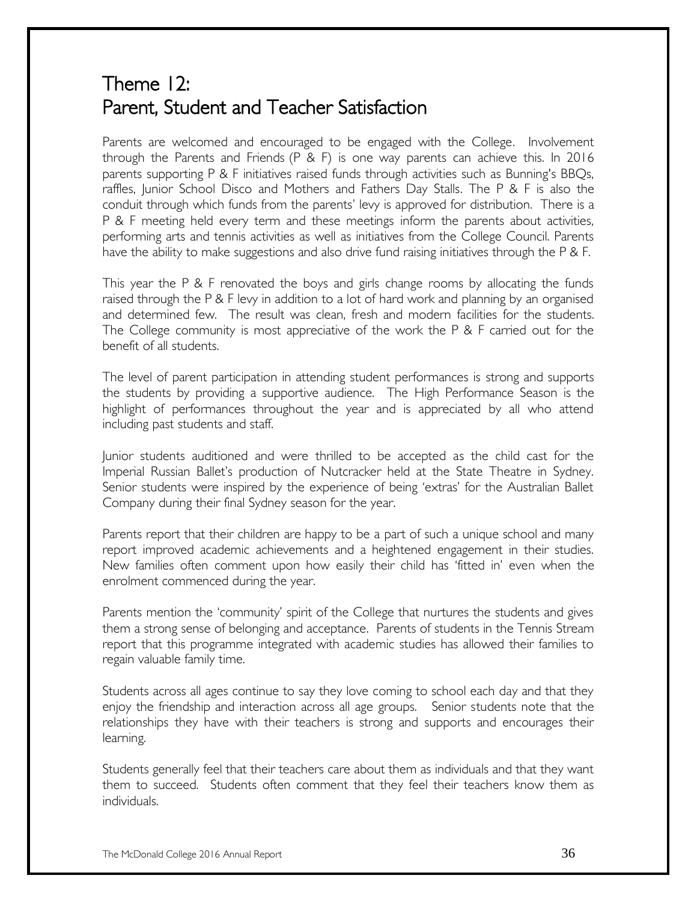# Theme 12:
# Parent, Student and Teacher Satisfaction

Parents are welcomed and encouraged to be engaged with the College. Involvement through the Parents and Friends (P & F) is one way parents can achieve this. In 2016 parents supporting P & F initiatives raised funds through activities such as Bunning's BBQs, raffles, Junior School Disco and Mothers and Fathers Day Stalls. The P & F is also the conduit through which funds from the parents' levy is approved for distribution. There is a P & F meeting held every term and these meetings inform the parents about activities, performing arts and tennis activities as well as initiatives from the College Council. Parents have the ability to make suggestions and also drive fund raising initiatives through the P & F.

This year the P & F renovated the boys and girls change rooms by allocating the funds raised through the P & F levy in addition to a lot of hard work and planning by an organised and determined few. The result was clean, fresh and modern facilities for the students. The College community is most appreciative of the work the P & F carried out for the benefit of all students.

The level of parent participation in attending student performances is strong and supports the students by providing a supportive audience. The High Performance Season is the highlight of performances throughout the year and is appreciated by all who attend including past students and staff.

Junior students auditioned and were thrilled to be accepted as the child cast for the Imperial Russian Ballet's production of Nutcracker held at the State Theatre in Sydney. Senior students were inspired by the experience of being 'extras' for the Australian Ballet Company during their final Sydney season for the year.

Parents report that their children are happy to be a part of such a unique school and many report improved academic achievements and a heightened engagement in their studies. New families often comment upon how easily their child has 'fitted in' even when the enrolment commenced during the year.

Parents mention the 'community' spirit of the College that nurtures the students and gives them a strong sense of belonging and acceptance. Parents of students in the Tennis Stream report that this programme integrated with academic studies has allowed their families to regain valuable family time.

Students across all ages continue to say they love coming to school each day and that they enjoy the friendship and interaction across all age groups. Senior students note that the relationships they have with their teachers is strong and supports and encourages their learning.

Students generally feel that their teachers care about them as individuals and that they want them to succeed. Students often comment that they feel their teachers know them as individuals.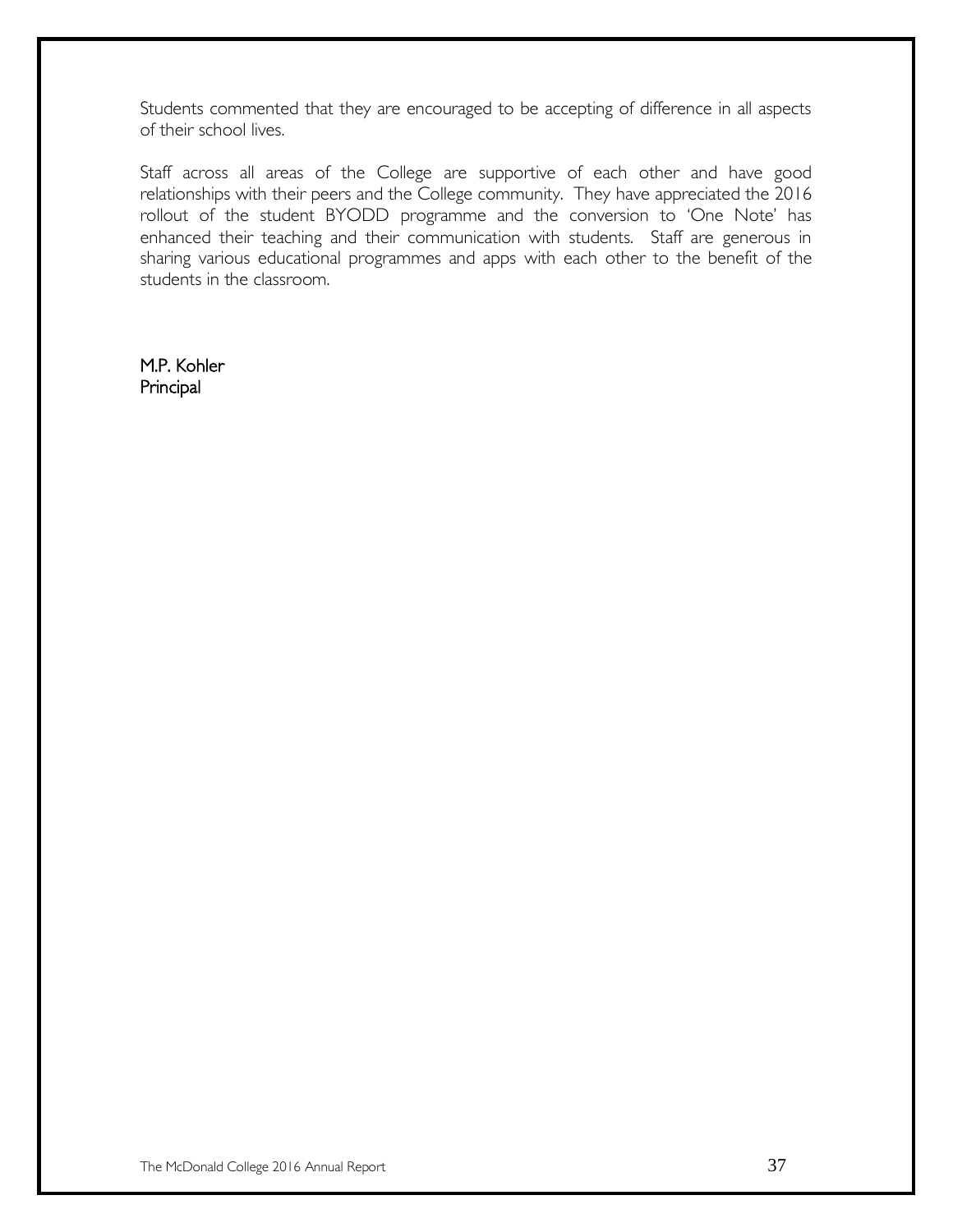Students commented that they are encouraged to be accepting of difference in all aspects of their school lives.

Staff across all areas of the College are supportive of each other and have good relationships with their peers and the College community. They have appreciated the 2016 rollout of the student BYODD programme and the conversion to 'One Note' has enhanced their teaching and their communication with students. Staff are generous in sharing various educational programmes and apps with each other to the benefit of the students in the classroom.

M.P. Kohler
Principal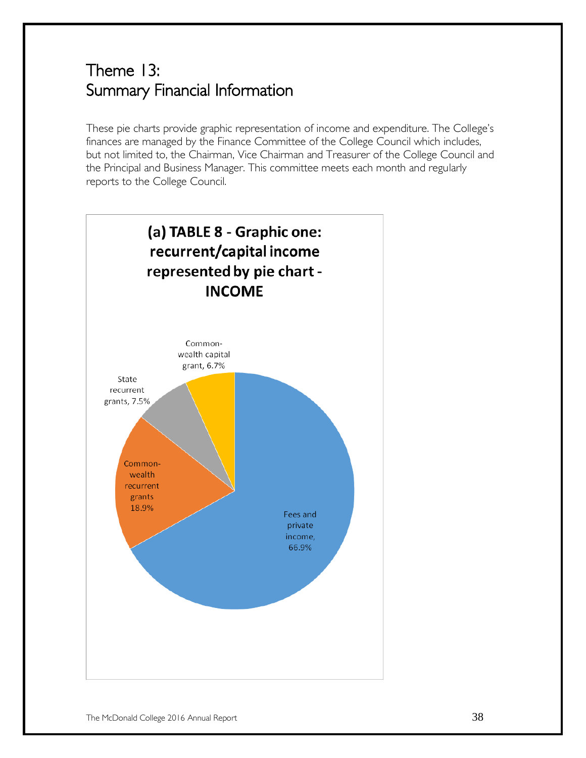# Theme 13: Summary Financial Information

These pie charts provide graphic representation of income and expenditure. The College's finances are managed by the Finance Committee of the College Council which includes, but not limited to, the Chairman, Vice Chairman and Treasurer of the College Council and the Principal and Business Manager. This committee meets each month and regularly reports to the College Council.

**(a) TABLE 8 - Graphic one: recurrent/capital income represented by pie chart - INCOME**

Common-wealth capital grant, 6.7%

State recurrent grants, 7.5%

Common-wealth recurrent grants 18.9%

Fees and private income, 66.9%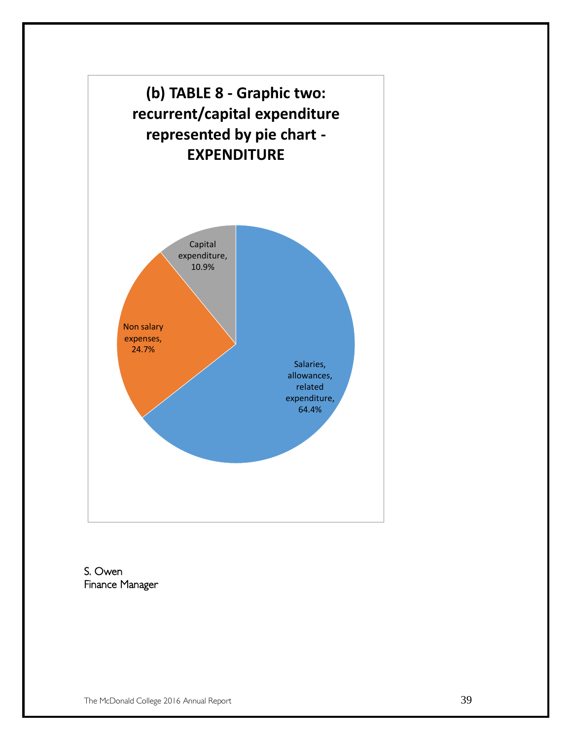**(b) TABLE 8 - Graphic two: recurrent/capital expenditure represented by pie chart - EXPENDITURE**

Capital expenditure, 10.9%

Non salary expenses, 24.7%

Salaries, allowances, related expenditure, 64.4%

S. Owen
Finance Manager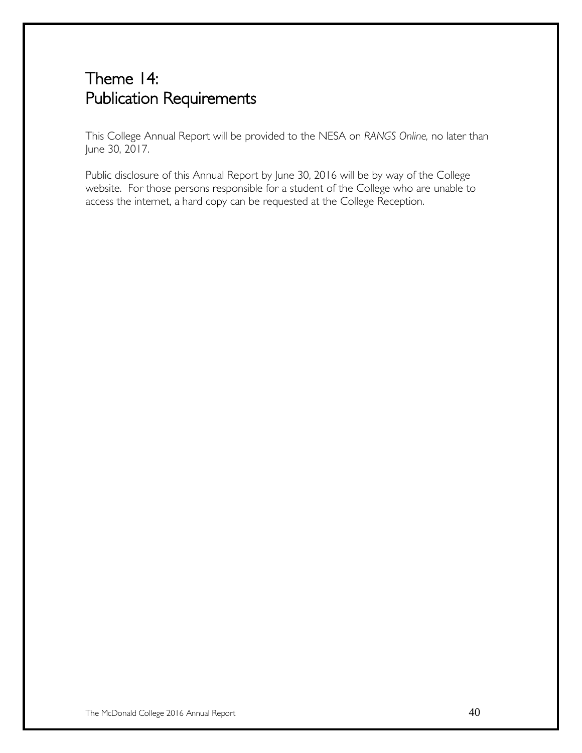# Theme 14:
# Publication Requirements

This College Annual Report will be provided to the NESA on *RANGS Online,* no later than June 30, 2017.

Public disclosure of this Annual Report by June 30, 2016 will be by way of the College website. For those persons responsible for a student of the College who are unable to access the internet, a hard copy can be requested at the College Reception.